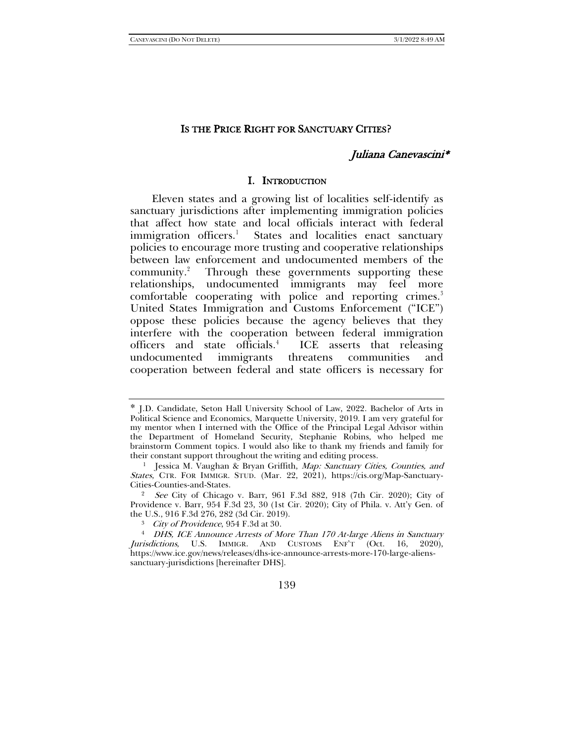# IS THE PRICE RIGHT FOR SANCTUARY CITIES?

*Juliana Canevascini**

## I. INTRODUCTION

Eleven states and a growing list of localities self-identify as sanctuary jurisdictions after implementing immigration policies that affect how state and local officials interact with federal immigration officers.[1] States and localities enact sanctuary policies to encourage more trusting and cooperative relationships between law enforcement and undocumented members of the community.[2] Through these governments supporting these relationships, undocumented immigrants may feel more comfortable cooperating with police and reporting crimes.[3] United States Immigration and Customs Enforcement ("ICE") oppose these policies because the agency believes that they interfere with the cooperation between federal immigration officers and state officials.[4] ICE asserts that releasing undocumented immigrants threatens communities and cooperation between federal and state officers is necessary for

---

\* J.D. Candidate, Seton Hall University School of Law, 2022. Bachelor of Arts in Political Science and Economics, Marquette University, 2019. I am very grateful for my mentor when I interned with the Office of the Principal Legal Advisor within the Department of Homeland Security, Stephanie Robins, who helped me brainstorm Comment topics. I would also like to thank my friends and family for their constant support throughout the writing and editing process.

[1] Jessica M. Vaughan & Bryan Griffith, *Map: Sanctuary Cities, Counties, and States*, CTR. FOR IMMIGR. STUD. (Mar. 22, 2021), https://cis.org/Map-Sanctuary-Cities-Counties-and-States.

[2] *See* City of Chicago v. Barr, 961 F.3d 882, 918 (7th Cir. 2020); City of Providence v. Barr, 954 F.3d 23, 30 (1st Cir. 2020); City of Phila. v. Att'y Gen. of the U.S., 916 F.3d 276, 282 (3d Cir. 2019).

[3] *City of Providence*, 954 F.3d at 30.

[4] *DHS, ICE Announce Arrests of More Than 170 At-large Aliens in Sanctuary Jurisdictions*, U.S. IMMIGR. AND CUSTOMS ENF'T (Oct. 16, 2020), https://www.ice.gov/news/releases/dhs-ice-announce-arrests-more-170-large-aliens-sanctuary-jurisdictions [hereinafter DHS].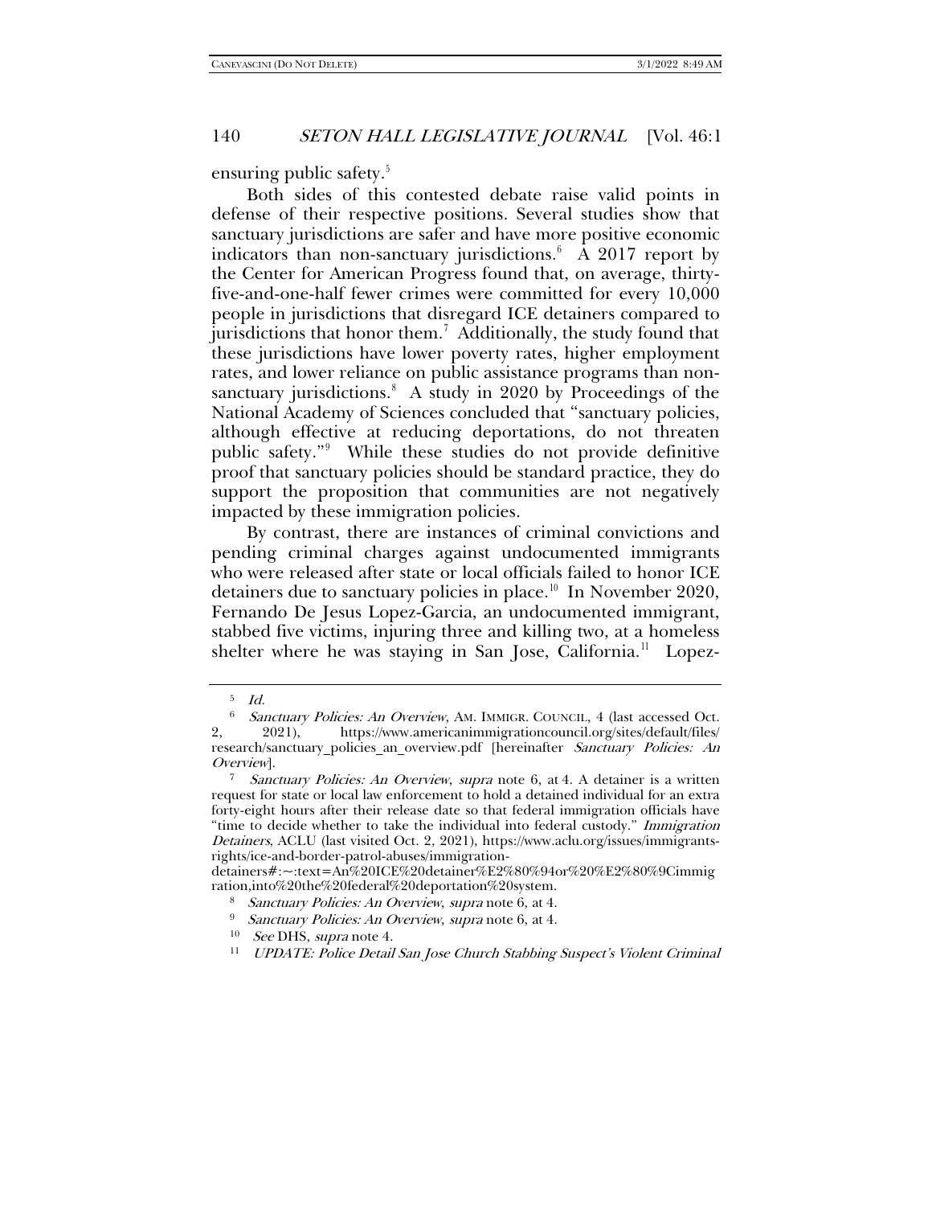ensuring public safety.[5]

Both sides of this contested debate raise valid points in defense of their respective positions. Several studies show that sanctuary jurisdictions are safer and have more positive economic indicators than non-sanctuary jurisdictions.[6] A 2017 report by the Center for American Progress found that, on average, thirty-five-and-one-half fewer crimes were committed for every 10,000 people in jurisdictions that disregard ICE detainers compared to jurisdictions that honor them.[7] Additionally, the study found that these jurisdictions have lower poverty rates, higher employment rates, and lower reliance on public assistance programs than non-sanctuary jurisdictions.[8] A study in 2020 by Proceedings of the National Academy of Sciences concluded that "sanctuary policies, although effective at reducing deportations, do not threaten public safety."[9] While these studies do not provide definitive proof that sanctuary policies should be standard practice, they do support the proposition that communities are not negatively impacted by these immigration policies.

By contrast, there are instances of criminal convictions and pending criminal charges against undocumented immigrants who were released after state or local officials failed to honor ICE detainers due to sanctuary policies in place.[10] In November 2020, Fernando De Jesus Lopez-Garcia, an undocumented immigrant, stabbed five victims, injuring three and killing two, at a homeless shelter where he was staying in San Jose, California.[11] Lopez-

---

[5] *Id.*

[6] *Sanctuary Policies: An Overview*, AM. IMMIGR. COUNCIL, 4 (last accessed Oct. 2, 2021), https://www.americanimmigrationcouncil.org/sites/default/files/research/sanctuary_policies_an_overview.pdf [hereinafter *Sanctuary Policies: An Overview*].

[7] *Sanctuary Policies: An Overview*, *supra* note 6, at 4. A detainer is a written request for state or local law enforcement to hold a detained individual for an extra forty-eight hours after their release date so that federal immigration officials have "time to decide whether to take the individual into federal custody." *Immigration Detainers*, ACLU (last visited Oct. 2, 2021), https://www.aclu.org/issues/immigrants-rights/ice-and-border-patrol-abuses/immigration-detainers#:~:text=An%20ICE%20detainer%E2%80%94or%20%E2%80%9Cimmigration,into%20the%20federal%20deportation%20system.

[8] *Sanctuary Policies: An Overview*, *supra* note 6, at 4.

[9] *Sanctuary Policies: An Overview*, *supra* note 6, at 4.

[10] *See* DHS, *supra* note 4.

[11] *UPDATE: Police Detail San Jose Church Stabbing Suspect's Violent Criminal*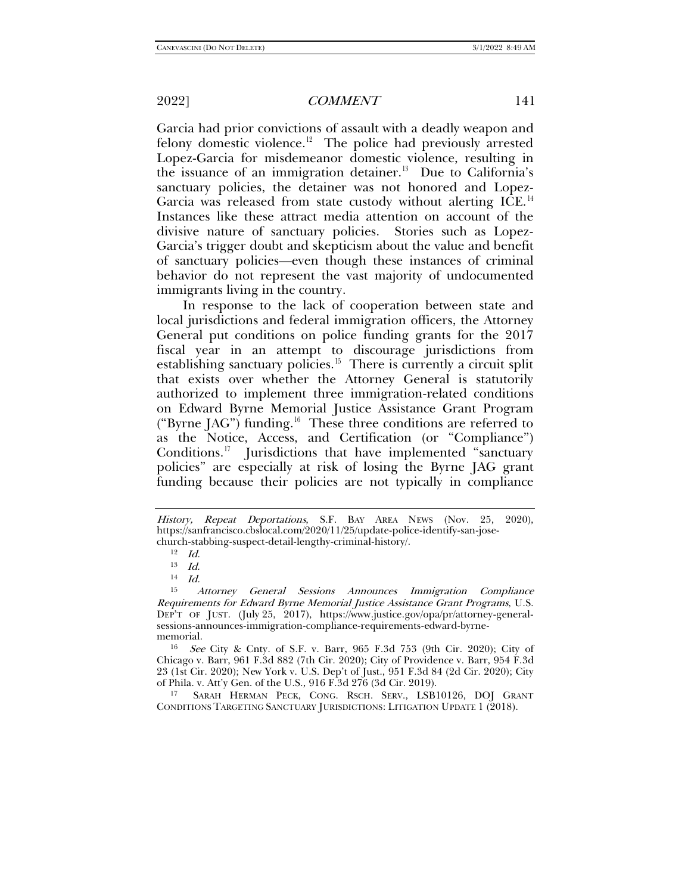Garcia had prior convictions of assault with a deadly weapon and felony domestic violence.[12] The police had previously arrested Lopez-Garcia for misdemeanor domestic violence, resulting in the issuance of an immigration detainer.[13] Due to California's sanctuary policies, the detainer was not honored and Lopez-Garcia was released from state custody without alerting ICE.[14] Instances like these attract media attention on account of the divisive nature of sanctuary policies. Stories such as Lopez-Garcia's trigger doubt and skepticism about the value and benefit of sanctuary policies—even though these instances of criminal behavior do not represent the vast majority of undocumented immigrants living in the country.

In response to the lack of cooperation between state and local jurisdictions and federal immigration officers, the Attorney General put conditions on police funding grants for the 2017 fiscal year in an attempt to discourage jurisdictions from establishing sanctuary policies.[15] There is currently a circuit split that exists over whether the Attorney General is statutorily authorized to implement three immigration-related conditions on Edward Byrne Memorial Justice Assistance Grant Program ("Byrne JAG") funding.[16] These three conditions are referred to as the Notice, Access, and Certification (or "Compliance") Conditions.[17] Jurisdictions that have implemented "sanctuary policies" are especially at risk of losing the Byrne JAG grant funding because their policies are not typically in compliance

---

*History, Repeat Deportations*, S.F. BAY AREA NEWS (Nov. 25, 2020), https://sanfrancisco.cbslocal.com/2020/11/25/update-police-identify-san-jose-church-stabbing-suspect-detail-lengthy-criminal-history/.

[12] *Id.*

[13] *Id.*

[14] *Id.*

[15] *Attorney General Sessions Announces Immigration Compliance Requirements for Edward Byrne Memorial Justice Assistance Grant Programs*, U.S. DEP'T OF JUST. (July 25, 2017), https://www.justice.gov/opa/pr/attorney-general-sessions-announces-immigration-compliance-requirements-edward-byrne-memorial.

[16] *See* City & Cnty. of S.F. v. Barr, 965 F.3d 753 (9th Cir. 2020); City of Chicago v. Barr, 961 F.3d 882 (7th Cir. 2020); City of Providence v. Barr, 954 F.3d 23 (1st Cir. 2020); New York v. U.S. Dep't of Just., 951 F.3d 84 (2d Cir. 2020); City of Phila. v. Att'y Gen. of the U.S., 916 F.3d 276 (3d Cir. 2019).

[17] SARAH HERMAN PECK, CONG. RSCH. SERV., LSB10126, DOJ GRANT CONDITIONS TARGETING SANCTUARY JURISDICTIONS: LITIGATION UPDATE 1 (2018).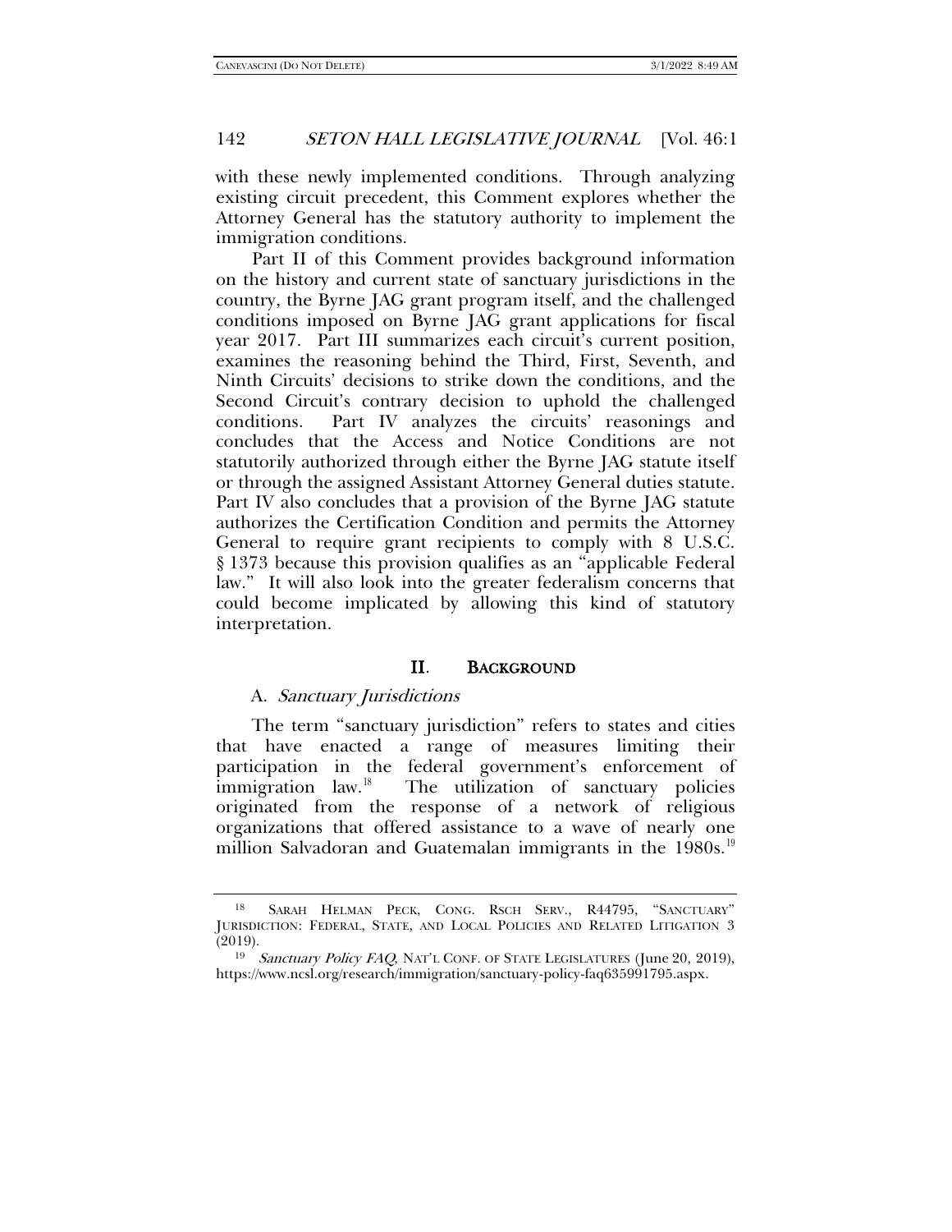with these newly implemented conditions. Through analyzing existing circuit precedent, this Comment explores whether the Attorney General has the statutory authority to implement the immigration conditions.

Part II of this Comment provides background information on the history and current state of sanctuary jurisdictions in the country, the Byrne JAG grant program itself, and the challenged conditions imposed on Byrne JAG grant applications for fiscal year 2017. Part III summarizes each circuit's current position, examines the reasoning behind the Third, First, Seventh, and Ninth Circuits' decisions to strike down the conditions, and the Second Circuit's contrary decision to uphold the challenged conditions. Part IV analyzes the circuits' reasonings and concludes that the Access and Notice Conditions are not statutorily authorized through either the Byrne JAG statute itself or through the assigned Assistant Attorney General duties statute. Part IV also concludes that a provision of the Byrne JAG statute authorizes the Certification Condition and permits the Attorney General to require grant recipients to comply with 8 U.S.C. § 1373 because this provision qualifies as an "applicable Federal law." It will also look into the greater federalism concerns that could become implicated by allowing this kind of statutory interpretation.

## II. BACKGROUND

### A. *Sanctuary Jurisdictions*

The term "sanctuary jurisdiction" refers to states and cities that have enacted a range of measures limiting their participation in the federal government's enforcement of immigration law.[18] The utilization of sanctuary policies originated from the response of a network of religious organizations that offered assistance to a wave of nearly one million Salvadoran and Guatemalan immigrants in the 1980s.[19]

---

[18] SARAH HELMAN PECK, CONG. RSCH SERV., R44795, "SANCTUARY" JURISDICTION: FEDERAL, STATE, AND LOCAL POLICIES AND RELATED LITIGATION 3 (2019).

[19] *Sanctuary Policy FAQ*, NAT'L CONF. OF STATE LEGISLATURES (June 20, 2019), https://www.ncsl.org/research/immigration/sanctuary-policy-faq635991795.aspx.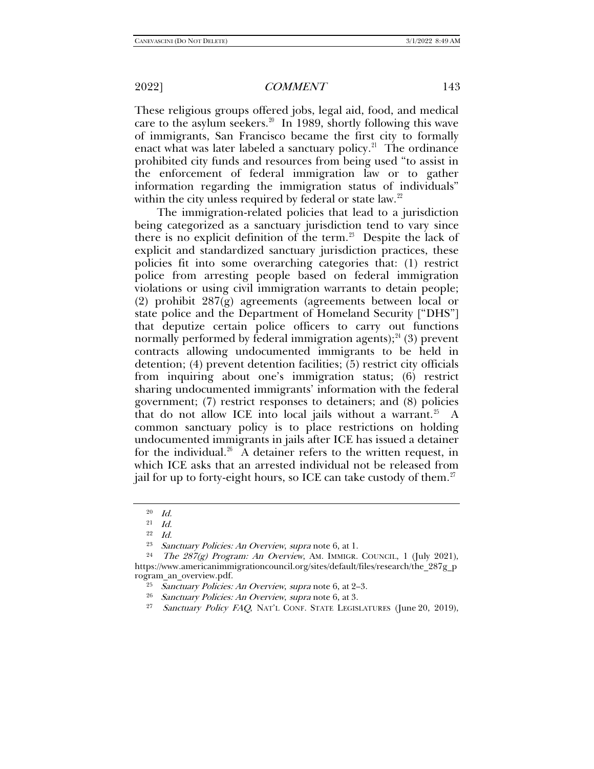These religious groups offered jobs, legal aid, food, and medical care to the asylum seekers.[20] In 1989, shortly following this wave of immigrants, San Francisco became the first city to formally enact what was later labeled a sanctuary policy.[21] The ordinance prohibited city funds and resources from being used "to assist in the enforcement of federal immigration law or to gather information regarding the immigration status of individuals" within the city unless required by federal or state law.[22]

The immigration-related policies that lead to a jurisdiction being categorized as a sanctuary jurisdiction tend to vary since there is no explicit definition of the term.[23] Despite the lack of explicit and standardized sanctuary jurisdiction practices, these policies fit into some overarching categories that: (1) restrict police from arresting people based on federal immigration violations or using civil immigration warrants to detain people; (2) prohibit 287(g) agreements (agreements between local or state police and the Department of Homeland Security ["DHS"] that deputize certain police officers to carry out functions normally performed by federal immigration agents);[24] (3) prevent contracts allowing undocumented immigrants to be held in detention; (4) prevent detention facilities; (5) restrict city officials from inquiring about one's immigration status; (6) restrict sharing undocumented immigrants' information with the federal government; (7) restrict responses to detainers; and (8) policies that do not allow ICE into local jails without a warrant.[25] A common sanctuary policy is to place restrictions on holding undocumented immigrants in jails after ICE has issued a detainer for the individual.[26] A detainer refers to the written request, in which ICE asks that an arrested individual not be released from jail for up to forty-eight hours, so ICE can take custody of them.[27]

---

[20] *Id.*

[21] *Id.*

[22] *Id.*

[23] *Sanctuary Policies: An Overview*, *supra* note 6, at 1.

[24] *The 287(g) Program: An Overview*, AM. IMMIGR. COUNCIL, 1 (July 2021), https://www.americanimmigrationcouncil.org/sites/default/files/research/the_287g_program_an_overview.pdf.

[25] *Sanctuary Policies: An Overview*, *supra* note 6, at 2–3.

[26] *Sanctuary Policies: An Overview*, *supra* note 6, at 3.

[27] *Sanctuary Policy FAQ*, NAT'L CONF. STATE LEGISLATURES (June 20, 2019),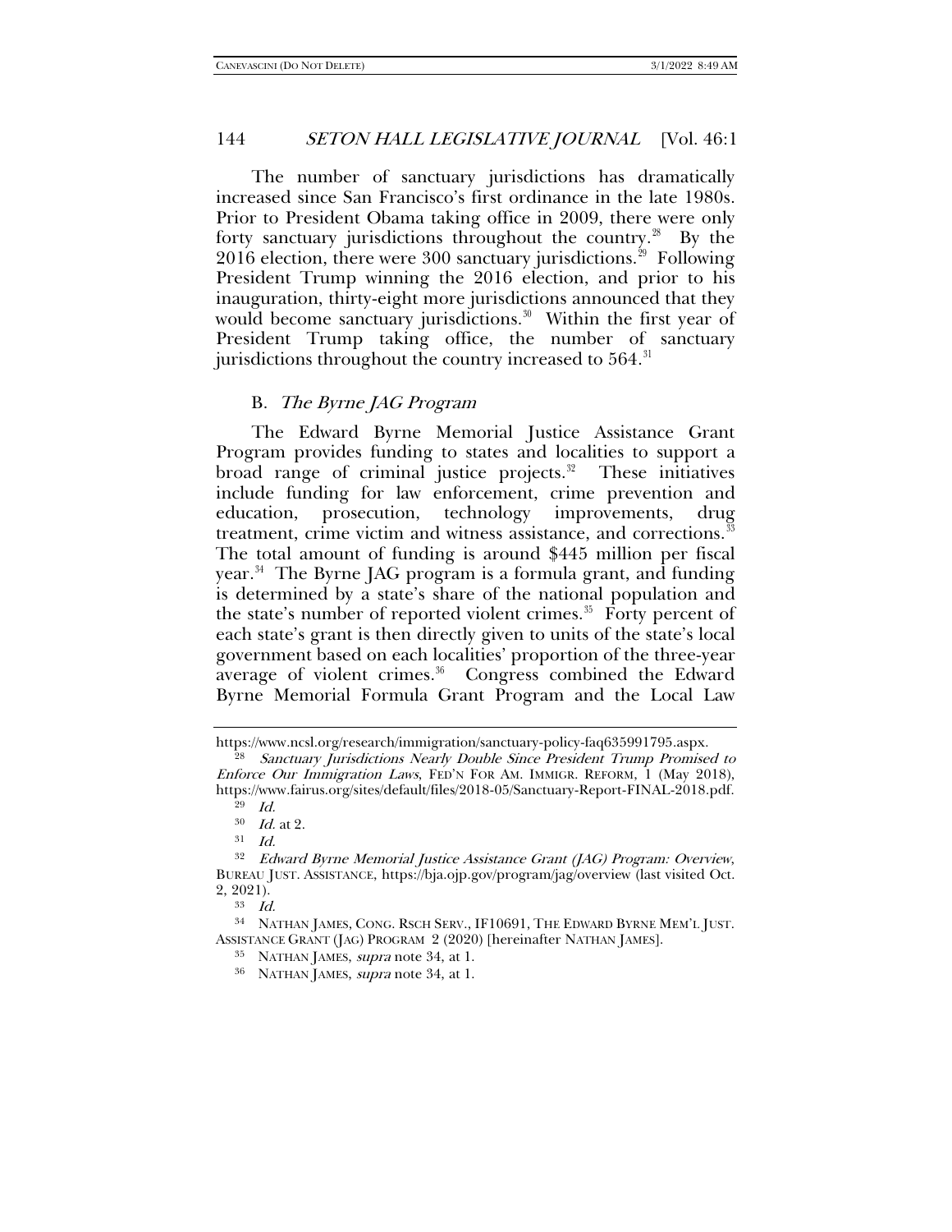The number of sanctuary jurisdictions has dramatically increased since San Francisco's first ordinance in the late 1980s. Prior to President Obama taking office in 2009, there were only forty sanctuary jurisdictions throughout the country.[28] By the 2016 election, there were 300 sanctuary jurisdictions.[29] Following President Trump winning the 2016 election, and prior to his inauguration, thirty-eight more jurisdictions announced that they would become sanctuary jurisdictions.[30] Within the first year of President Trump taking office, the number of sanctuary jurisdictions throughout the country increased to 564.[31]

### B. *The Byrne JAG Program*

The Edward Byrne Memorial Justice Assistance Grant Program provides funding to states and localities to support a broad range of criminal justice projects.[32] These initiatives include funding for law enforcement, crime prevention and education, prosecution, technology improvements, drug treatment, crime victim and witness assistance, and corrections.[33] The total amount of funding is around $445 million per fiscal year.[34] The Byrne JAG program is a formula grant, and funding is determined by a state's share of the national population and the state's number of reported violent crimes.[35] Forty percent of each state's grant is then directly given to units of the state's local government based on each localities' proportion of the three-year average of violent crimes.[36] Congress combined the Edward Byrne Memorial Formula Grant Program and the Local Law

---

https://www.ncsl.org/research/immigration/sanctuary-policy-faq635991795.aspx.

[28] *Sanctuary Jurisdictions Nearly Double Since President Trump Promised to Enforce Our Immigration Laws*, FED'N FOR AM. IMMIGR. REFORM, 1 (May 2018), https://www.fairus.org/sites/default/files/2018-05/Sanctuary-Report-FINAL-2018.pdf.

[29] *Id.*

[30] *Id.* at 2.

[31] *Id.*

[32] *Edward Byrne Memorial Justice Assistance Grant (JAG) Program: Overview*, BUREAU JUST. ASSISTANCE, https://bja.ojp.gov/program/jag/overview (last visited Oct. 2, 2021).

[33] *Id.*

[34] NATHAN JAMES, CONG. RSCH SERV., IF10691, THE EDWARD BYRNE MEM'L JUST. ASSISTANCE GRANT (JAG) PROGRAM 2 (2020) [hereinafter NATHAN JAMES].

[35] NATHAN JAMES, *supra* note 34, at 1.

[36] NATHAN JAMES, *supra* note 34, at 1.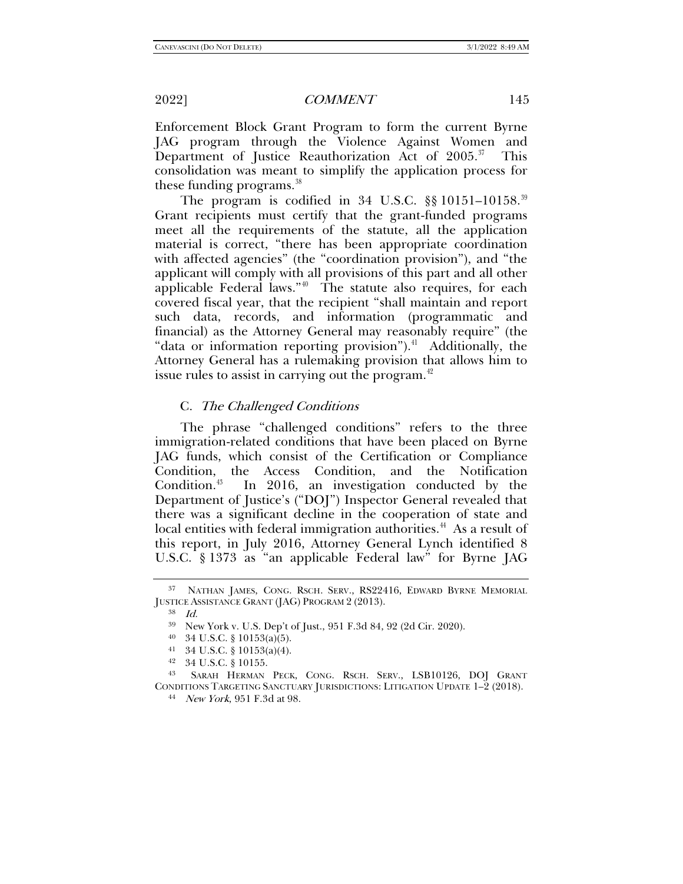Enforcement Block Grant Program to form the current Byrne JAG program through the Violence Against Women and Department of Justice Reauthorization Act of 2005.[37] This consolidation was meant to simplify the application process for these funding programs.[38]

The program is codified in 34 U.S.C. §§ 10151–10158.[39] Grant recipients must certify that the grant-funded programs meet all the requirements of the statute, all the application material is correct, "there has been appropriate coordination with affected agencies" (the "coordination provision"), and "the applicant will comply with all provisions of this part and all other applicable Federal laws."[40] The statute also requires, for each covered fiscal year, that the recipient "shall maintain and report such data, records, and information (programmatic and financial) as the Attorney General may reasonably require" (the "data or information reporting provision").[41] Additionally, the Attorney General has a rulemaking provision that allows him to issue rules to assist in carrying out the program.[42]

### C. *The Challenged Conditions*

The phrase "challenged conditions" refers to the three immigration-related conditions that have been placed on Byrne JAG funds, which consist of the Certification or Compliance Condition, the Access Condition, and the Notification Condition.[43] In 2016, an investigation conducted by the Department of Justice's ("DOJ") Inspector General revealed that there was a significant decline in the cooperation of state and local entities with federal immigration authorities.[44] As a result of this report, in July 2016, Attorney General Lynch identified 8 U.S.C. § 1373 as "an applicable Federal law" for Byrne JAG

---

[37] NATHAN JAMES, CONG. RSCH. SERV., RS22416, EDWARD BYRNE MEMORIAL JUSTICE ASSISTANCE GRANT (JAG) PROGRAM 2 (2013).

[38] *Id.*

[39] New York v. U.S. Dep't of Just., 951 F.3d 84, 92 (2d Cir. 2020).

[40] 34 U.S.C. § 10153(a)(5).

[41] 34 U.S.C. § 10153(a)(4).

[42] 34 U.S.C. § 10155.

[43] SARAH HERMAN PECK, CONG. RSCH. SERV., LSB10126, DOJ GRANT CONDITIONS TARGETING SANCTUARY JURISDICTIONS: LITIGATION UPDATE 1–2 (2018).

[44] *New York*, 951 F.3d at 98.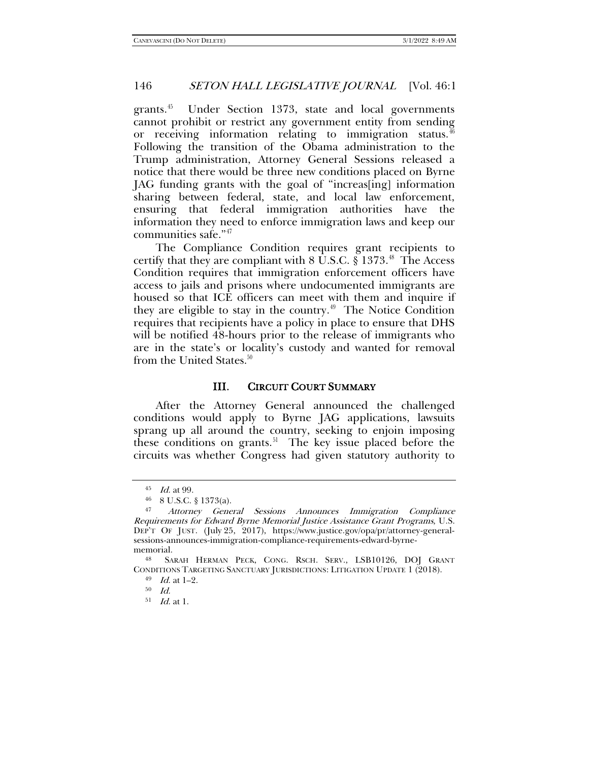grants.[45] Under Section 1373, state and local governments cannot prohibit or restrict any government entity from sending or receiving information relating to immigration status.[46] Following the transition of the Obama administration to the Trump administration, Attorney General Sessions released a notice that there would be three new conditions placed on Byrne JAG funding grants with the goal of "increas[ing] information sharing between federal, state, and local law enforcement, ensuring that federal immigration authorities have the information they need to enforce immigration laws and keep our communities safe."[47]

The Compliance Condition requires grant recipients to certify that they are compliant with 8 U.S.C. § 1373.[48] The Access Condition requires that immigration enforcement officers have access to jails and prisons where undocumented immigrants are housed so that ICE officers can meet with them and inquire if they are eligible to stay in the country.[49] The Notice Condition requires that recipients have a policy in place to ensure that DHS will be notified 48-hours prior to the release of immigrants who are in the state's or locality's custody and wanted for removal from the United States.[50]

## III. CIRCUIT COURT SUMMARY

After the Attorney General announced the challenged conditions would apply to Byrne JAG applications, lawsuits sprang up all around the country, seeking to enjoin imposing these conditions on grants.[51] The key issue placed before the circuits was whether Congress had given statutory authority to

---

[45] *Id.* at 99.

[46] 8 U.S.C. § 1373(a).

[47] *Attorney General Sessions Announces Immigration Compliance Requirements for Edward Byrne Memorial Justice Assistance Grant Programs*, U.S. DEP'T OF JUST. (July 25, 2017), https://www.justice.gov/opa/pr/attorney-general-sessions-announces-immigration-compliance-requirements-edward-byrne-memorial.

[48] SARAH HERMAN PECK, CONG. RSCH. SERV., LSB10126, DOJ GRANT CONDITIONS TARGETING SANCTUARY JURISDICTIONS: LITIGATION UPDATE 1 (2018).

[49] *Id.* at 1–2.

[50] *Id.*

[51] *Id.* at 1.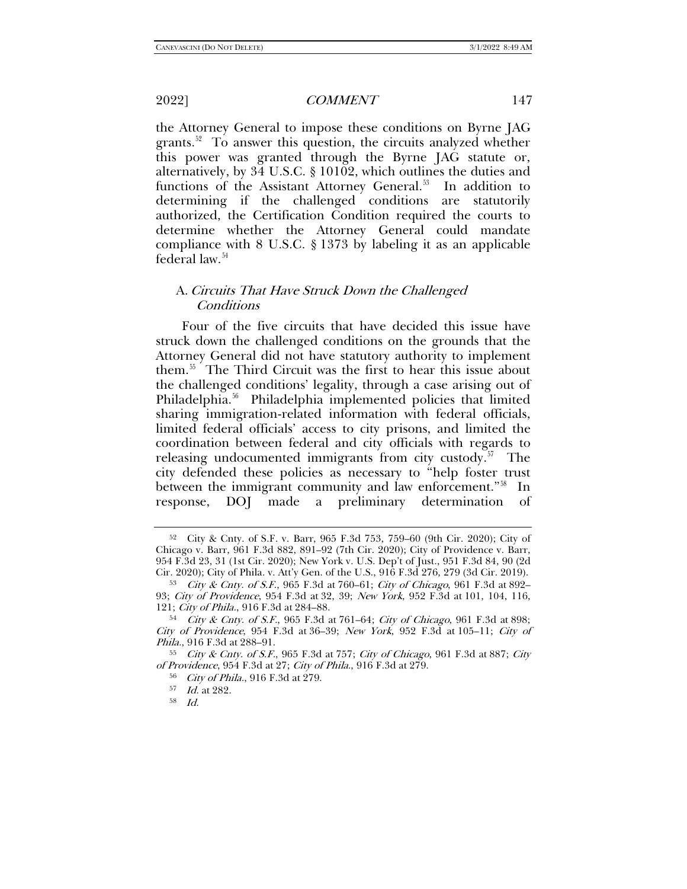the Attorney General to impose these conditions on Byrne JAG grants.[52] To answer this question, the circuits analyzed whether this power was granted through the Byrne JAG statute or, alternatively, by 34 U.S.C. § 10102, which outlines the duties and functions of the Assistant Attorney General.[53] In addition to determining if the challenged conditions are statutorily authorized, the Certification Condition required the courts to determine whether the Attorney General could mandate compliance with 8 U.S.C. § 1373 by labeling it as an applicable federal law.[54]

## A. *Circuits That Have Struck Down the Challenged Conditions*

Four of the five circuits that have decided this issue have struck down the challenged conditions on the grounds that the Attorney General did not have statutory authority to implement them.[55] The Third Circuit was the first to hear this issue about the challenged conditions' legality, through a case arising out of Philadelphia.[56] Philadelphia implemented policies that limited sharing immigration-related information with federal officials, limited federal officials' access to city prisons, and limited the coordination between federal and city officials with regards to releasing undocumented immigrants from city custody.[57] The city defended these policies as necessary to "help foster trust between the immigrant community and law enforcement."[58] In response, DOJ made a preliminary determination of

---

[52] City & Cnty. of S.F. v. Barr, 965 F.3d 753, 759–60 (9th Cir. 2020); City of Chicago v. Barr, 961 F.3d 882, 891–92 (7th Cir. 2020); City of Providence v. Barr, 954 F.3d 23, 31 (1st Cir. 2020); New York v. U.S. Dep't of Just., 951 F.3d 84, 90 (2d Cir. 2020); City of Phila. v. Att'y Gen. of the U.S., 916 F.3d 276, 279 (3d Cir. 2019).

[53] *City & Cnty. of S.F.*, 965 F.3d at 760–61; *City of Chicago*, 961 F.3d at 892–93; *City of Providence*, 954 F.3d at 32, 39; *New York*, 952 F.3d at 101, 104, 116, 121; *City of Phila.*, 916 F.3d at 284–88.

[54] *City & Cnty. of S.F.*, 965 F.3d at 761–64; *City of Chicago*, 961 F.3d at 898; *City of Providence*, 954 F.3d at 36–39; *New York*, 952 F.3d at 105–11; *City of Phila.*, 916 F.3d at 288–91.

[55] *City & Cnty. of S.F.*, 965 F.3d at 757; *City of Chicago*, 961 F.3d at 887; *City of Providence*, 954 F.3d at 27; *City of Phila.*, 916 F.3d at 279.

[56] *City of Phila.*, 916 F.3d at 279.

[57] *Id.* at 282.

[58] *Id.*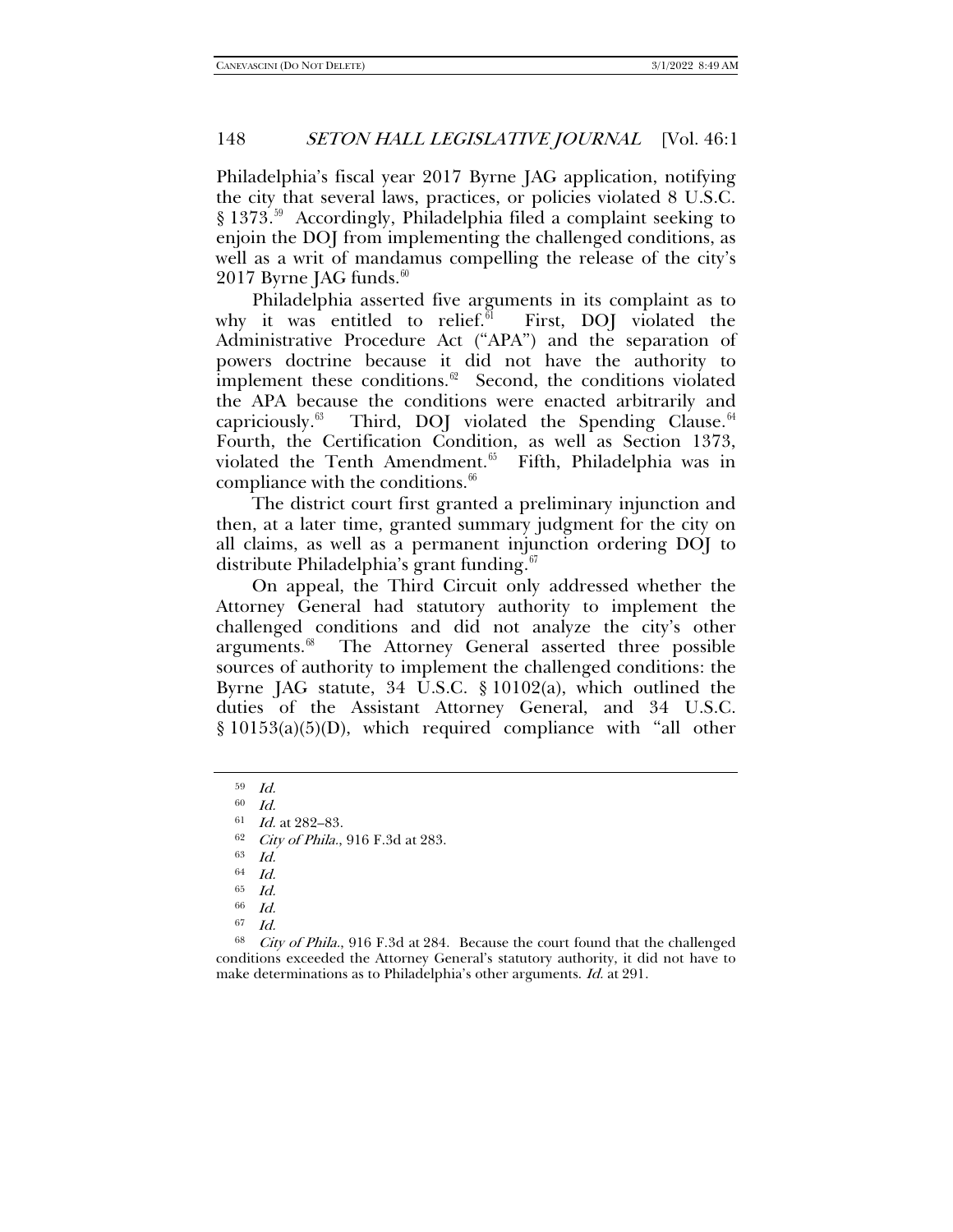Philadelphia's fiscal year 2017 Byrne JAG application, notifying the city that several laws, practices, or policies violated 8 U.S.C. § 1373.[59] Accordingly, Philadelphia filed a complaint seeking to enjoin the DOJ from implementing the challenged conditions, as well as a writ of mandamus compelling the release of the city's 2017 Byrne JAG funds.[60]

Philadelphia asserted five arguments in its complaint as to why it was entitled to relief.[61] First, DOJ violated the Administrative Procedure Act ("APA") and the separation of powers doctrine because it did not have the authority to implement these conditions.[62] Second, the conditions violated the APA because the conditions were enacted arbitrarily and capriciously.[63] Third, DOJ violated the Spending Clause.[64] Fourth, the Certification Condition, as well as Section 1373, violated the Tenth Amendment.[65] Fifth, Philadelphia was in compliance with the conditions.[66]

The district court first granted a preliminary injunction and then, at a later time, granted summary judgment for the city on all claims, as well as a permanent injunction ordering DOJ to distribute Philadelphia's grant funding.[67]

On appeal, the Third Circuit only addressed whether the Attorney General had statutory authority to implement the challenged conditions and did not analyze the city's other arguments.[68] The Attorney General asserted three possible sources of authority to implement the challenged conditions: the Byrne JAG statute, 34 U.S.C. § 10102(a), which outlined the duties of the Assistant Attorney General, and 34 U.S.C. § 10153(a)(5)(D), which required compliance with "all other

---

[59] *Id.*

[60] *Id.*

[61] *Id.* at 282–83.

[62] *City of Phila.*, 916 F.3d at 283.

[63] *Id.*

[64] *Id.*

[65] *Id.*

[66] *Id.*

[67] *Id.*

[68] *City of Phila.*, 916 F.3d at 284. Because the court found that the challenged conditions exceeded the Attorney General's statutory authority, it did not have to make determinations as to Philadelphia's other arguments. *Id.* at 291.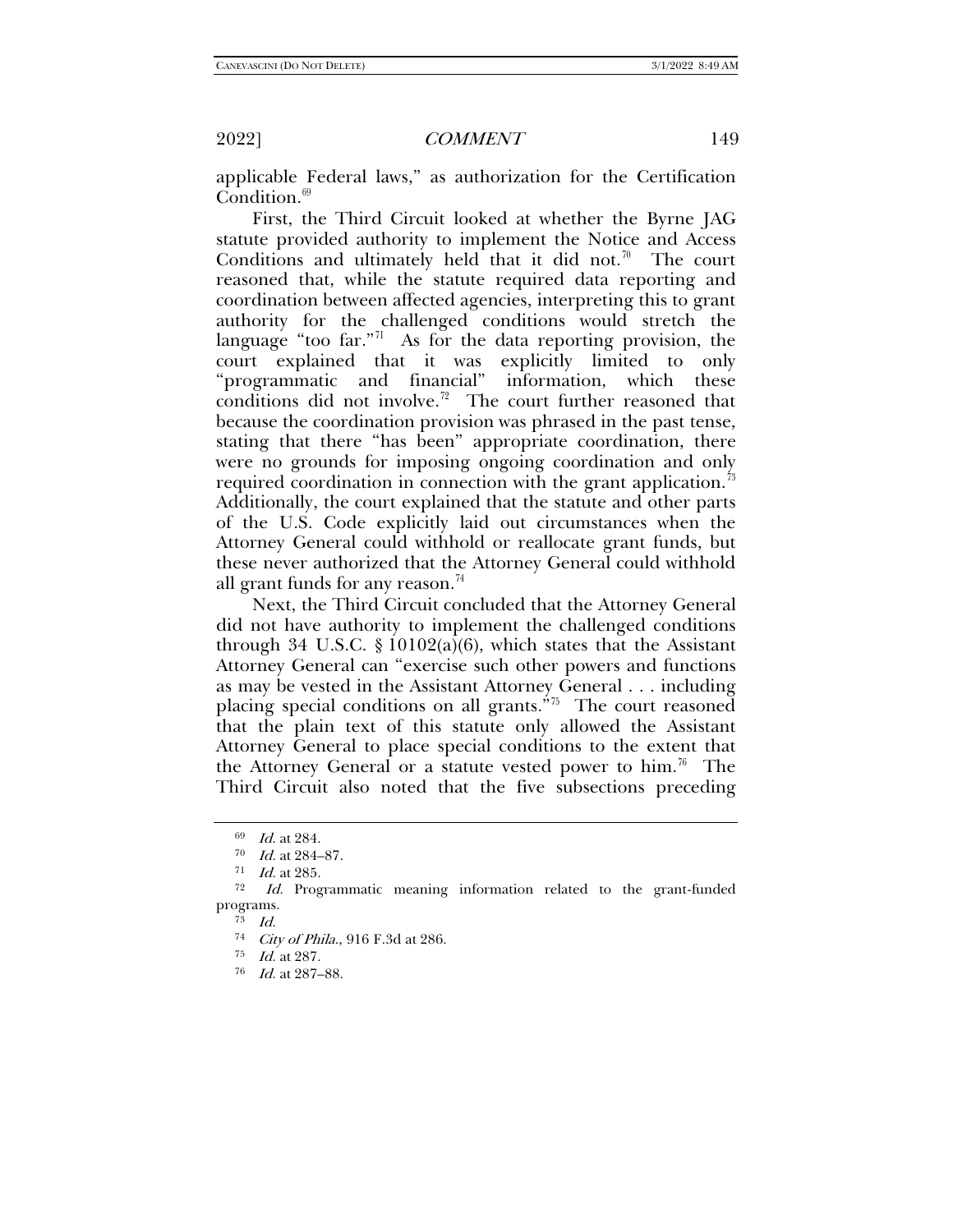applicable Federal laws," as authorization for the Certification Condition.[69]

First, the Third Circuit looked at whether the Byrne JAG statute provided authority to implement the Notice and Access Conditions and ultimately held that it did not.[70] The court reasoned that, while the statute required data reporting and coordination between affected agencies, interpreting this to grant authority for the challenged conditions would stretch the language "too far."[71] As for the data reporting provision, the court explained that it was explicitly limited to only "programmatic and financial" information, which these conditions did not involve.[72] The court further reasoned that because the coordination provision was phrased in the past tense, stating that there "has been" appropriate coordination, there were no grounds for imposing ongoing coordination and only required coordination in connection with the grant application.[73] Additionally, the court explained that the statute and other parts of the U.S. Code explicitly laid out circumstances when the Attorney General could withhold or reallocate grant funds, but these never authorized that the Attorney General could withhold all grant funds for any reason.[74]

Next, the Third Circuit concluded that the Attorney General did not have authority to implement the challenged conditions through 34 U.S.C. § 10102(a)(6), which states that the Assistant Attorney General can "exercise such other powers and functions as may be vested in the Assistant Attorney General . . . including placing special conditions on all grants."[75] The court reasoned that the plain text of this statute only allowed the Assistant Attorney General to place special conditions to the extent that the Attorney General or a statute vested power to him.[76] The Third Circuit also noted that the five subsections preceding

---

[69] *Id.* at 284.

[70] *Id.* at 284–87.

[71] *Id.* at 285.

[72] *Id.* Programmatic meaning information related to the grant-funded programs.

[73] *Id.*

[74] *City of Phila.*, 916 F.3d at 286.

[75] *Id.* at 287.

[76] *Id.* at 287–88.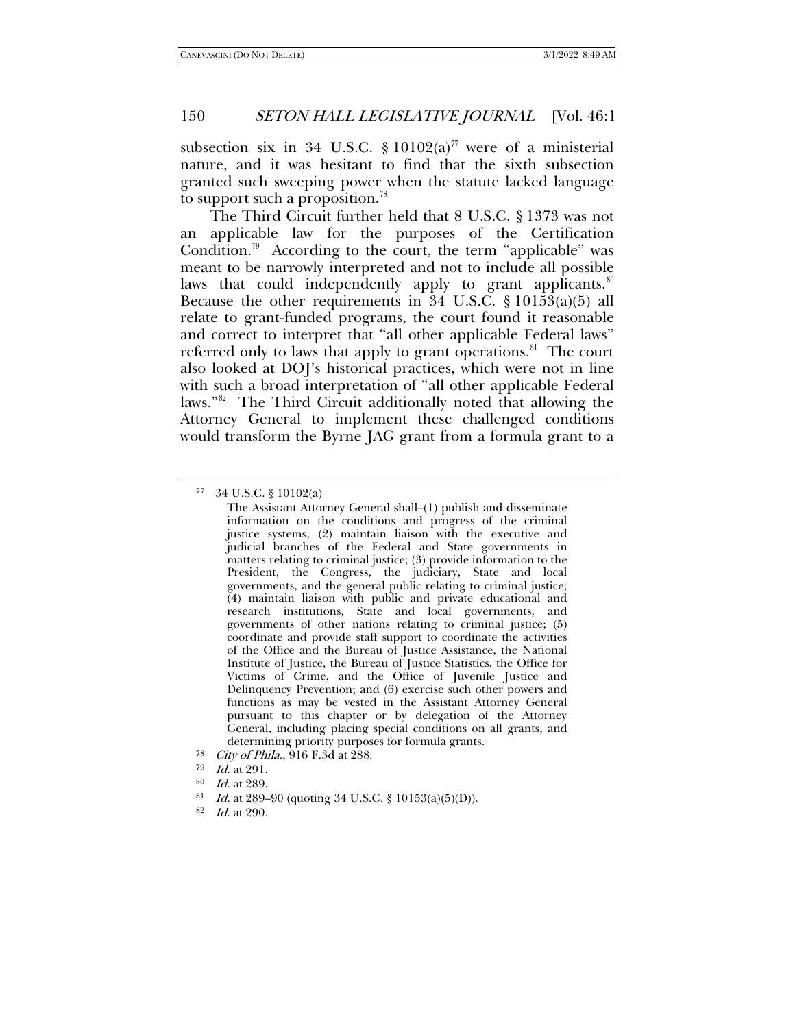subsection six in 34 U.S.C. § 10102(a)[77] were of a ministerial nature, and it was hesitant to find that the sixth subsection granted such sweeping power when the statute lacked language to support such a proposition.[78]

The Third Circuit further held that 8 U.S.C. § 1373 was not an applicable law for the purposes of the Certification Condition.[79] According to the court, the term "applicable" was meant to be narrowly interpreted and not to include all possible laws that could independently apply to grant applicants.[80] Because the other requirements in 34 U.S.C. § 10153(a)(5) all relate to grant-funded programs, the court found it reasonable and correct to interpret that "all other applicable Federal laws" referred only to laws that apply to grant operations.[81] The court also looked at DOJ's historical practices, which were not in line with such a broad interpretation of "all other applicable Federal laws."[82] The Third Circuit additionally noted that allowing the Attorney General to implement these challenged conditions would transform the Byrne JAG grant from a formula grant to a

---

[77] 34 U.S.C. § 10102(a)

> The Assistant Attorney General shall–(1) publish and disseminate information on the conditions and progress of the criminal justice systems; (2) maintain liaison with the executive and judicial branches of the Federal and State governments in matters relating to criminal justice; (3) provide information to the President, the Congress, the judiciary, State and local governments, and the general public relating to criminal justice; (4) maintain liaison with public and private educational and research institutions, State and local governments, and governments of other nations relating to criminal justice; (5) coordinate and provide staff support to coordinate the activities of the Office and the Bureau of Justice Assistance, the National Institute of Justice, the Bureau of Justice Statistics, the Office for Victims of Crime, and the Office of Juvenile Justice and Delinquency Prevention; and (6) exercise such other powers and functions as may be vested in the Assistant Attorney General pursuant to this chapter or by delegation of the Attorney General, including placing special conditions on all grants, and determining priority purposes for formula grants.

[78] *City of Phila.*, 916 F.3d at 288.

[79] *Id.* at 291.

[80] *Id.* at 289.

[81] *Id.* at 289–90 (quoting 34 U.S.C. § 10153(a)(5)(D)).

[82] *Id.* at 290.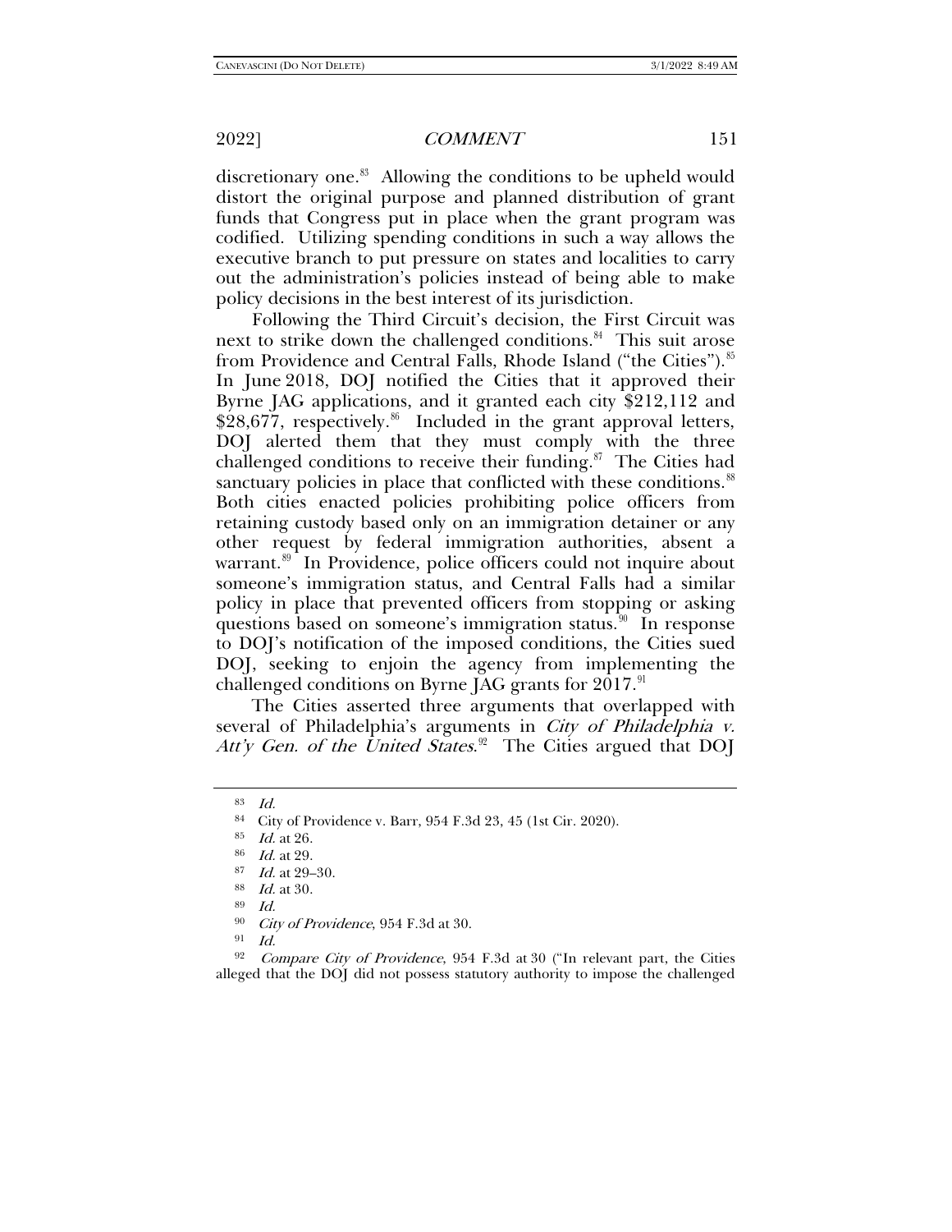discretionary one.[83] Allowing the conditions to be upheld would distort the original purpose and planned distribution of grant funds that Congress put in place when the grant program was codified. Utilizing spending conditions in such a way allows the executive branch to put pressure on states and localities to carry out the administration's policies instead of being able to make policy decisions in the best interest of its jurisdiction.

Following the Third Circuit's decision, the First Circuit was next to strike down the challenged conditions.[84] This suit arose from Providence and Central Falls, Rhode Island ("the Cities").[85] In June 2018, DOJ notified the Cities that it approved their Byrne JAG applications, and it granted each city $212,112 and $28,677, respectively.[86] Included in the grant approval letters, DOJ alerted them that they must comply with the three challenged conditions to receive their funding.[87] The Cities had sanctuary policies in place that conflicted with these conditions.[88] Both cities enacted policies prohibiting police officers from retaining custody based only on an immigration detainer or any other request by federal immigration authorities, absent a warrant.[89] In Providence, police officers could not inquire about someone's immigration status, and Central Falls had a similar policy in place that prevented officers from stopping or asking questions based on someone's immigration status.[90] In response to DOJ's notification of the imposed conditions, the Cities sued DOJ, seeking to enjoin the agency from implementing the challenged conditions on Byrne JAG grants for 2017.[91]

The Cities asserted three arguments that overlapped with several of Philadelphia's arguments in *City of Philadelphia v. Att'y Gen. of the United States*.[92] The Cities argued that DOJ

---

83 *Id.*

84 City of Providence v. Barr, 954 F.3d 23, 45 (1st Cir. 2020).

85 *Id.* at 26.

86 *Id.* at 29.

87 *Id.* at 29–30.

88 *Id.* at 30.

89 *Id.*

90 *City of Providence*, 954 F.3d at 30.

91 *Id.*

92 *Compare City of Providence*, 954 F.3d at 30 ("In relevant part, the Cities alleged that the DOJ did not possess statutory authority to impose the challenged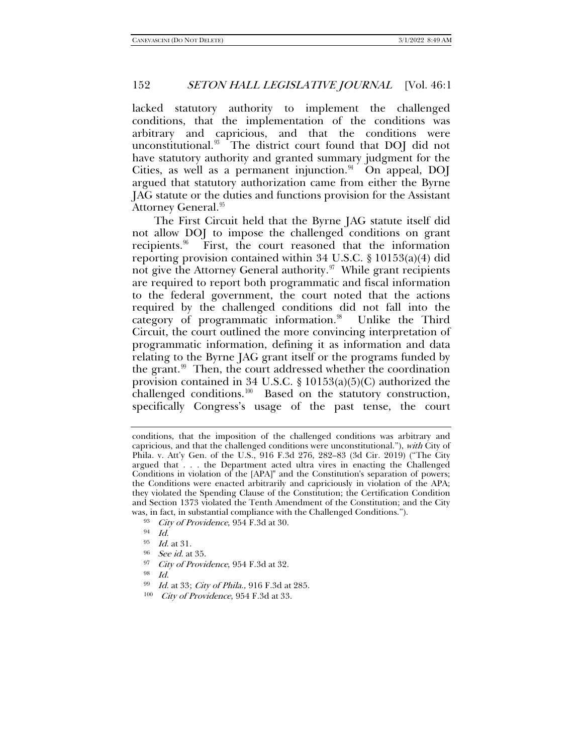lacked statutory authority to implement the challenged conditions, that the implementation of the conditions was arbitrary and capricious, and that the conditions were unconstitutional.[93] The district court found that DOJ did not have statutory authority and granted summary judgment for the Cities, as well as a permanent injunction.[94] On appeal, DOJ argued that statutory authorization came from either the Byrne JAG statute or the duties and functions provision for the Assistant Attorney General.[95]

The First Circuit held that the Byrne JAG statute itself did not allow DOJ to impose the challenged conditions on grant recipients.[96] First, the court reasoned that the information reporting provision contained within 34 U.S.C. § 10153(a)(4) did not give the Attorney General authority.[97] While grant recipients are required to report both programmatic and fiscal information to the federal government, the court noted that the actions required by the challenged conditions did not fall into the category of programmatic information.[98] Unlike the Third Circuit, the court outlined the more convincing interpretation of programmatic information, defining it as information and data relating to the Byrne JAG grant itself or the programs funded by the grant.[99] Then, the court addressed whether the coordination provision contained in 34 U.S.C. § 10153(a)(5)(C) authorized the challenged conditions.[100] Based on the statutory construction, specifically Congress's usage of the past tense, the court

---

conditions, that the imposition of the challenged conditions was arbitrary and capricious, and that the challenged conditions were unconstitutional."), *with* City of Phila. v. Att'y Gen. of the U.S., 916 F.3d 276, 282–83 (3d Cir. 2019) ("The City argued that . . . the Department acted ultra vires in enacting the Challenged Conditions in violation of the [APA]" and the Constitution's separation of powers; the Conditions were enacted arbitrarily and capriciously in violation of the APA; they violated the Spending Clause of the Constitution; the Certification Condition and Section 1373 violated the Tenth Amendment of the Constitution; and the City was, in fact, in substantial compliance with the Challenged Conditions.").

[93] *City of Providence*, 954 F.3d at 30.

[94] *Id.*

[95] *Id.* at 31.

[96] *See id.* at 35.

[97] *City of Providence*, 954 F.3d at 32.

[98] *Id.*

[99] *Id.* at 33; *City of Phila.,* 916 F.3d at 285.

[100] *City of Providence*, 954 F.3d at 33.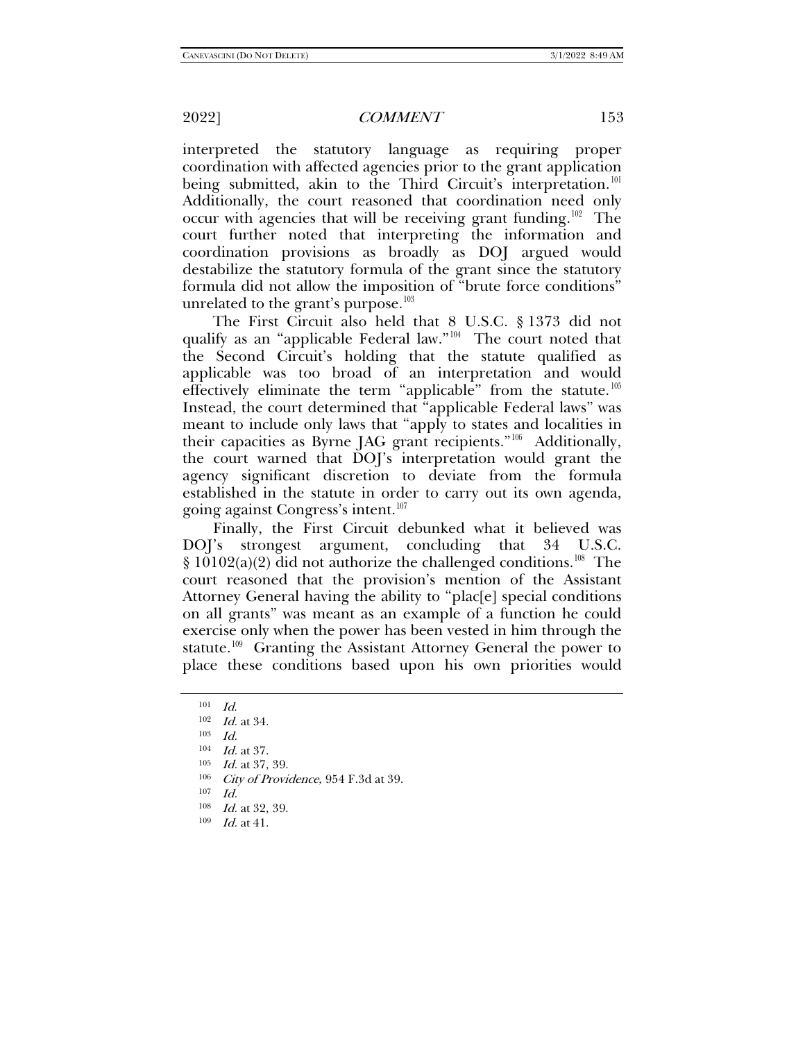interpreted the statutory language as requiring proper coordination with affected agencies prior to the grant application being submitted, akin to the Third Circuit's interpretation.[101] Additionally, the court reasoned that coordination need only occur with agencies that will be receiving grant funding.[102] The court further noted that interpreting the information and coordination provisions as broadly as DOJ argued would destabilize the statutory formula of the grant since the statutory formula did not allow the imposition of "brute force conditions" unrelated to the grant's purpose.[103]

The First Circuit also held that 8 U.S.C. § 1373 did not qualify as an "applicable Federal law."[104] The court noted that the Second Circuit's holding that the statute qualified as applicable was too broad of an interpretation and would effectively eliminate the term "applicable" from the statute.[105] Instead, the court determined that "applicable Federal laws" was meant to include only laws that "apply to states and localities in their capacities as Byrne JAG grant recipients."[106] Additionally, the court warned that DOJ's interpretation would grant the agency significant discretion to deviate from the formula established in the statute in order to carry out its own agenda, going against Congress's intent.[107]

Finally, the First Circuit debunked what it believed was DOJ's strongest argument, concluding that 34 U.S.C. § 10102(a)(2) did not authorize the challenged conditions.[108] The court reasoned that the provision's mention of the Assistant Attorney General having the ability to "plac[e] special conditions on all grants" was meant as an example of a function he could exercise only when the power has been vested in him through the statute.[109] Granting the Assistant Attorney General the power to place these conditions based upon his own priorities would

---

[101] *Id.*

[102] *Id.* at 34.

[103] *Id.*

[104] *Id.* at 37.

[105] *Id.* at 37, 39.

[106] *City of Providence*, 954 F.3d at 39.

[107] *Id.*

[108] *Id.* at 32, 39.

[109] *Id.* at 41.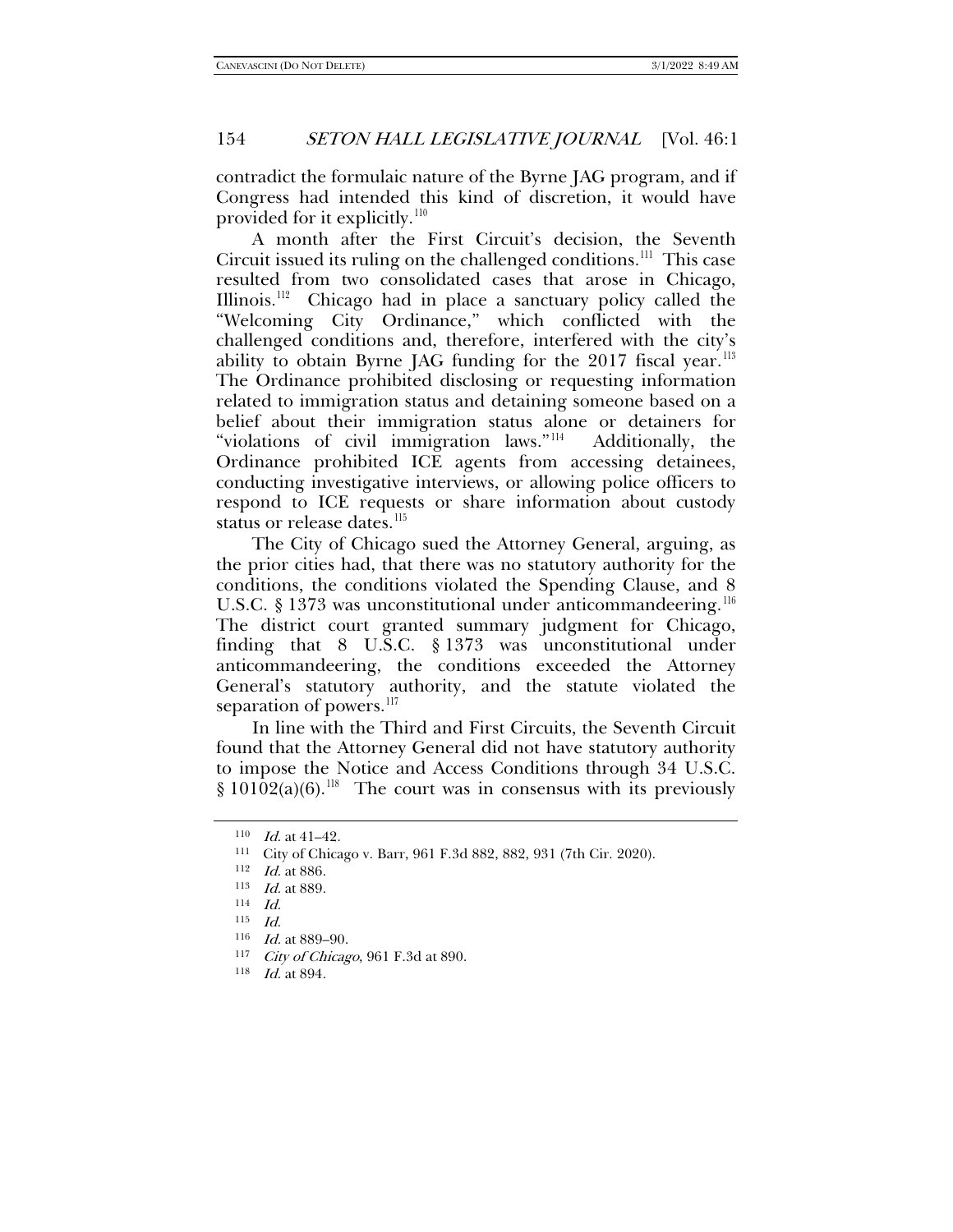contradict the formulaic nature of the Byrne JAG program, and if Congress had intended this kind of discretion, it would have provided for it explicitly.[110]

A month after the First Circuit's decision, the Seventh Circuit issued its ruling on the challenged conditions.[111] This case resulted from two consolidated cases that arose in Chicago, Illinois.[112] Chicago had in place a sanctuary policy called the "Welcoming City Ordinance," which conflicted with the challenged conditions and, therefore, interfered with the city's ability to obtain Byrne JAG funding for the 2017 fiscal year.[113] The Ordinance prohibited disclosing or requesting information related to immigration status and detaining someone based on a belief about their immigration status alone or detainers for "violations of civil immigration laws."[114] Additionally, the Ordinance prohibited ICE agents from accessing detainees, conducting investigative interviews, or allowing police officers to respond to ICE requests or share information about custody status or release dates.[115]

The City of Chicago sued the Attorney General, arguing, as the prior cities had, that there was no statutory authority for the conditions, the conditions violated the Spending Clause, and 8 U.S.C. § 1373 was unconstitutional under anticommandeering.[116] The district court granted summary judgment for Chicago, finding that 8 U.S.C. § 1373 was unconstitutional under anticommandeering, the conditions exceeded the Attorney General's statutory authority, and the statute violated the separation of powers.[117]

In line with the Third and First Circuits, the Seventh Circuit found that the Attorney General did not have statutory authority to impose the Notice and Access Conditions through 34 U.S.C. § 10102(a)(6).[118] The court was in consensus with its previously

---

[110] *Id.* at 41–42.

[111] City of Chicago v. Barr, 961 F.3d 882, 882, 931 (7th Cir. 2020).

[112] *Id.* at 886.

[113] *Id.* at 889.

[114] *Id.*

[115] *Id.*

[116] *Id.* at 889–90.

[117] *City of Chicago*, 961 F.3d at 890.

[118] *Id.* at 894.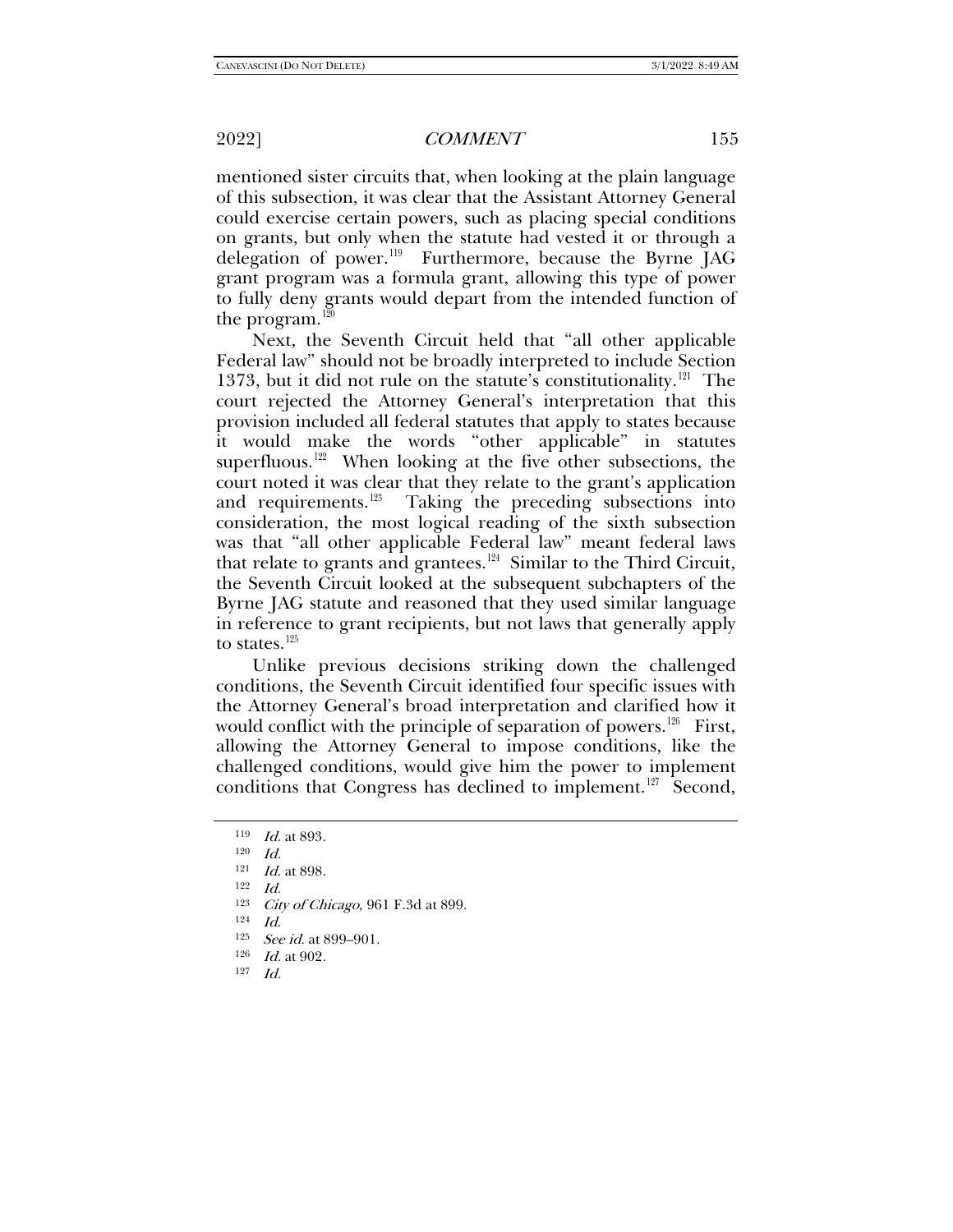mentioned sister circuits that, when looking at the plain language of this subsection, it was clear that the Assistant Attorney General could exercise certain powers, such as placing special conditions on grants, but only when the statute had vested it or through a delegation of power.[119] Furthermore, because the Byrne JAG grant program was a formula grant, allowing this type of power to fully deny grants would depart from the intended function of the program.[120]

Next, the Seventh Circuit held that "all other applicable Federal law" should not be broadly interpreted to include Section 1373, but it did not rule on the statute's constitutionality.[121] The court rejected the Attorney General's interpretation that this provision included all federal statutes that apply to states because it would make the words "other applicable" in statutes superfluous.[122] When looking at the five other subsections, the court noted it was clear that they relate to the grant's application and requirements.[123] Taking the preceding subsections into consideration, the most logical reading of the sixth subsection was that "all other applicable Federal law" meant federal laws that relate to grants and grantees.[124] Similar to the Third Circuit, the Seventh Circuit looked at the subsequent subchapters of the Byrne JAG statute and reasoned that they used similar language in reference to grant recipients, but not laws that generally apply to states.[125]

Unlike previous decisions striking down the challenged conditions, the Seventh Circuit identified four specific issues with the Attorney General's broad interpretation and clarified how it would conflict with the principle of separation of powers.[126] First, allowing the Attorney General to impose conditions, like the challenged conditions, would give him the power to implement conditions that Congress has declined to implement.[127] Second,

---

[119] *Id.* at 893.

[120] *Id.*

[121] *Id.* at 898.

[122] *Id.*

[123] *City of Chicago*, 961 F.3d at 899.

[124] *Id.*

[125] *See id.* at 899–901.

[126] *Id.* at 902.

[127] *Id.*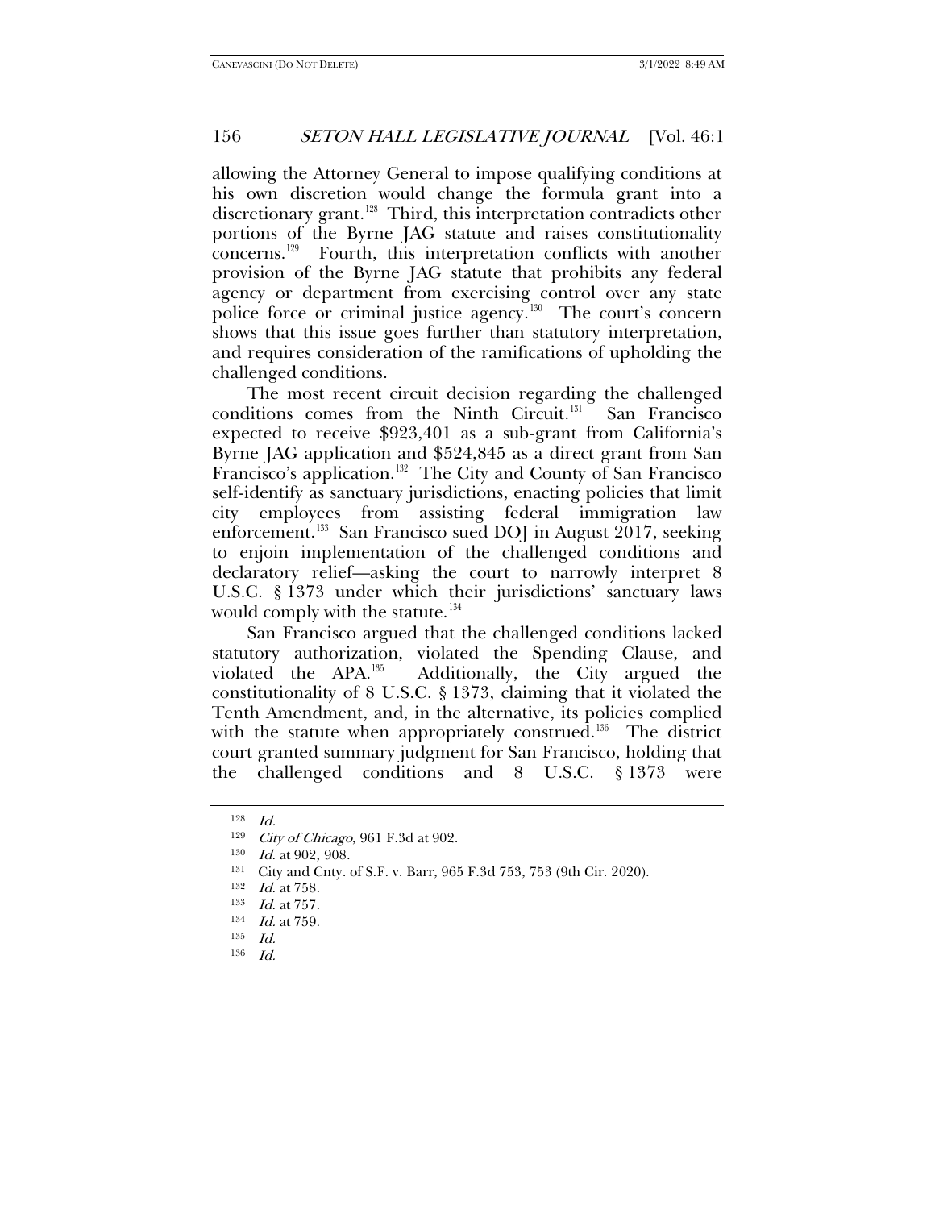allowing the Attorney General to impose qualifying conditions at his own discretion would change the formula grant into a discretionary grant.[128] Third, this interpretation contradicts other portions of the Byrne JAG statute and raises constitutionality concerns.[129] Fourth, this interpretation conflicts with another provision of the Byrne JAG statute that prohibits any federal agency or department from exercising control over any state police force or criminal justice agency.[130] The court's concern shows that this issue goes further than statutory interpretation, and requires consideration of the ramifications of upholding the challenged conditions.

The most recent circuit decision regarding the challenged conditions comes from the Ninth Circuit.[131] San Francisco expected to receive $923,401 as a sub-grant from California's Byrne JAG application and $524,845 as a direct grant from San Francisco's application.[132] The City and County of San Francisco self-identify as sanctuary jurisdictions, enacting policies that limit city employees from assisting federal immigration law enforcement.[133] San Francisco sued DOJ in August 2017, seeking to enjoin implementation of the challenged conditions and declaratory relief—asking the court to narrowly interpret 8 U.S.C. § 1373 under which their jurisdictions' sanctuary laws would comply with the statute.[134]

San Francisco argued that the challenged conditions lacked statutory authorization, violated the Spending Clause, and violated the APA.[135] Additionally, the City argued the constitutionality of 8 U.S.C. § 1373, claiming that it violated the Tenth Amendment, and, in the alternative, its policies complied with the statute when appropriately construed.[136] The district court granted summary judgment for San Francisco, holding that the challenged conditions and 8 U.S.C. § 1373 were

---

[128] *Id.*

[129] *City of Chicago*, 961 F.3d at 902.

[130] *Id.* at 902, 908.

[131] City and Cnty. of S.F. v. Barr, 965 F.3d 753, 753 (9th Cir. 2020).

[132] *Id.* at 758.

[133] *Id.* at 757.

[134] *Id.* at 759.

[135] *Id.*

[136] *Id.*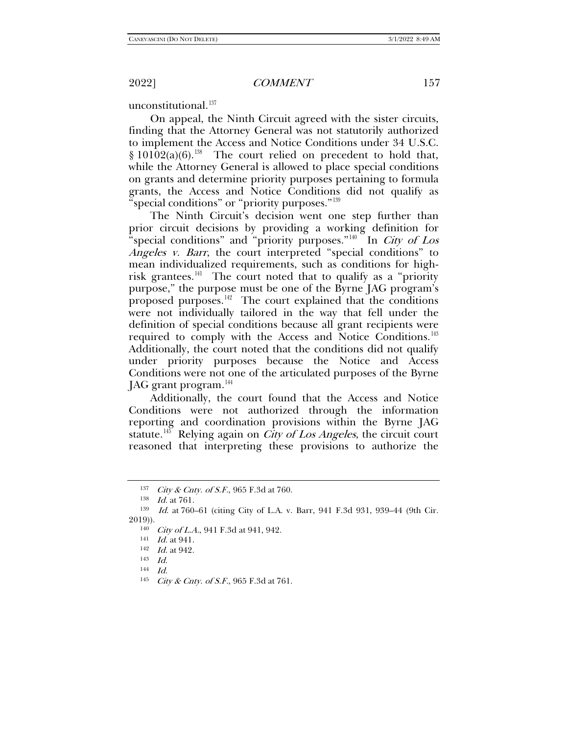unconstitutional.[137]

On appeal, the Ninth Circuit agreed with the sister circuits, finding that the Attorney General was not statutorily authorized to implement the Access and Notice Conditions under 34 U.S.C. § 10102(a)(6).[138] The court relied on precedent to hold that, while the Attorney General is allowed to place special conditions on grants and determine priority purposes pertaining to formula grants, the Access and Notice Conditions did not qualify as "special conditions" or "priority purposes."[139]

The Ninth Circuit's decision went one step further than prior circuit decisions by providing a working definition for "special conditions" and "priority purposes."[140] In *City of Los Angeles v. Barr*, the court interpreted "special conditions" to mean individualized requirements, such as conditions for high-risk grantees.[141] The court noted that to qualify as a "priority purpose," the purpose must be one of the Byrne JAG program's proposed purposes.[142] The court explained that the conditions were not individually tailored in the way that fell under the definition of special conditions because all grant recipients were required to comply with the Access and Notice Conditions.[143] Additionally, the court noted that the conditions did not qualify under priority purposes because the Notice and Access Conditions were not one of the articulated purposes of the Byrne JAG grant program.[144]

Additionally, the court found that the Access and Notice Conditions were not authorized through the information reporting and coordination provisions within the Byrne JAG statute.[145] Relying again on *City of Los Angeles*, the circuit court reasoned that interpreting these provisions to authorize the

---

[137] *City & Cnty. of S.F.*, 965 F.3d at 760.

[138] *Id.* at 761.

[139] *Id.* at 760–61 (citing City of L.A. v. Barr, 941 F.3d 931, 939–44 (9th Cir. 2019)).

[140] *City of L.A.*, 941 F.3d at 941, 942.

[141] *Id.* at 941.

[142] *Id.* at 942.

[143] *Id.*

[144] *Id.*

[145] *City & Cnty. of S.F.*, 965 F.3d at 761.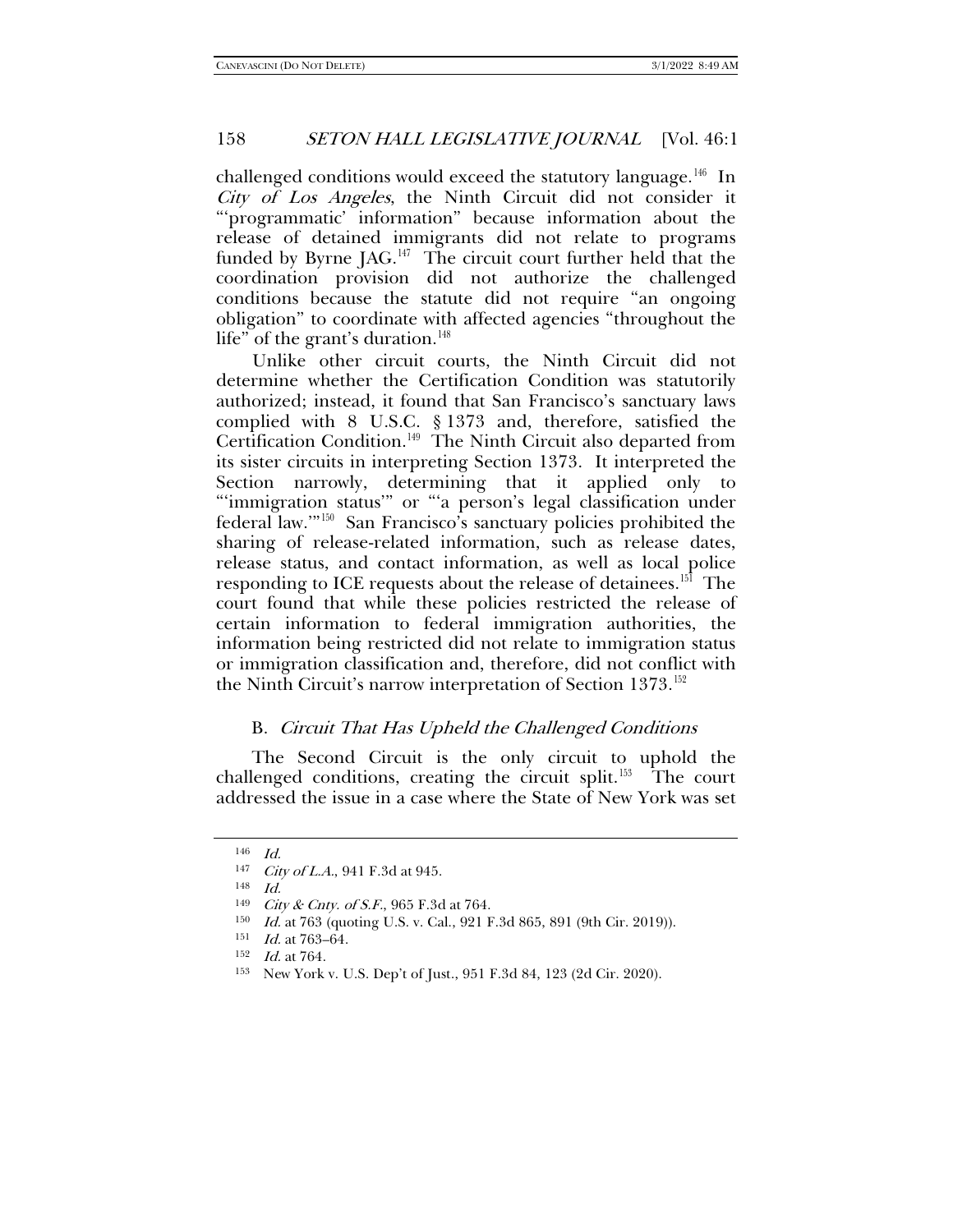challenged conditions would exceed the statutory language.[146] In *City of Los Angeles*, the Ninth Circuit did not consider it "'programmatic' information" because information about the release of detained immigrants did not relate to programs funded by Byrne JAG.[147] The circuit court further held that the coordination provision did not authorize the challenged conditions because the statute did not require "an ongoing obligation" to coordinate with affected agencies "throughout the life" of the grant's duration.[148]

Unlike other circuit courts, the Ninth Circuit did not determine whether the Certification Condition was statutorily authorized; instead, it found that San Francisco's sanctuary laws complied with 8 U.S.C. § 1373 and, therefore, satisfied the Certification Condition.[149] The Ninth Circuit also departed from its sister circuits in interpreting Section 1373. It interpreted the Section narrowly, determining that it applied only to "'immigration status'" or "'a person's legal classification under federal law.'"[150] San Francisco's sanctuary policies prohibited the sharing of release-related information, such as release dates, release status, and contact information, as well as local police responding to ICE requests about the release of detainees.[151] The court found that while these policies restricted the release of certain information to federal immigration authorities, the information being restricted did not relate to immigration status or immigration classification and, therefore, did not conflict with the Ninth Circuit's narrow interpretation of Section 1373.[152]

## B. *Circuit That Has Upheld the Challenged Conditions*

The Second Circuit is the only circuit to uphold the challenged conditions, creating the circuit split.[153] The court addressed the issue in a case where the State of New York was set

---

[146] *Id.*

[147] *City of L.A.*, 941 F.3d at 945.

[148] *Id.*

[149] *City & Cnty. of S.F.*, 965 F.3d at 764.

[150] *Id.* at 763 (quoting U.S. v. Cal., 921 F.3d 865, 891 (9th Cir. 2019)).

[151] *Id.* at 763–64.

[152] *Id.* at 764.

[153] New York v. U.S. Dep't of Just., 951 F.3d 84, 123 (2d Cir. 2020).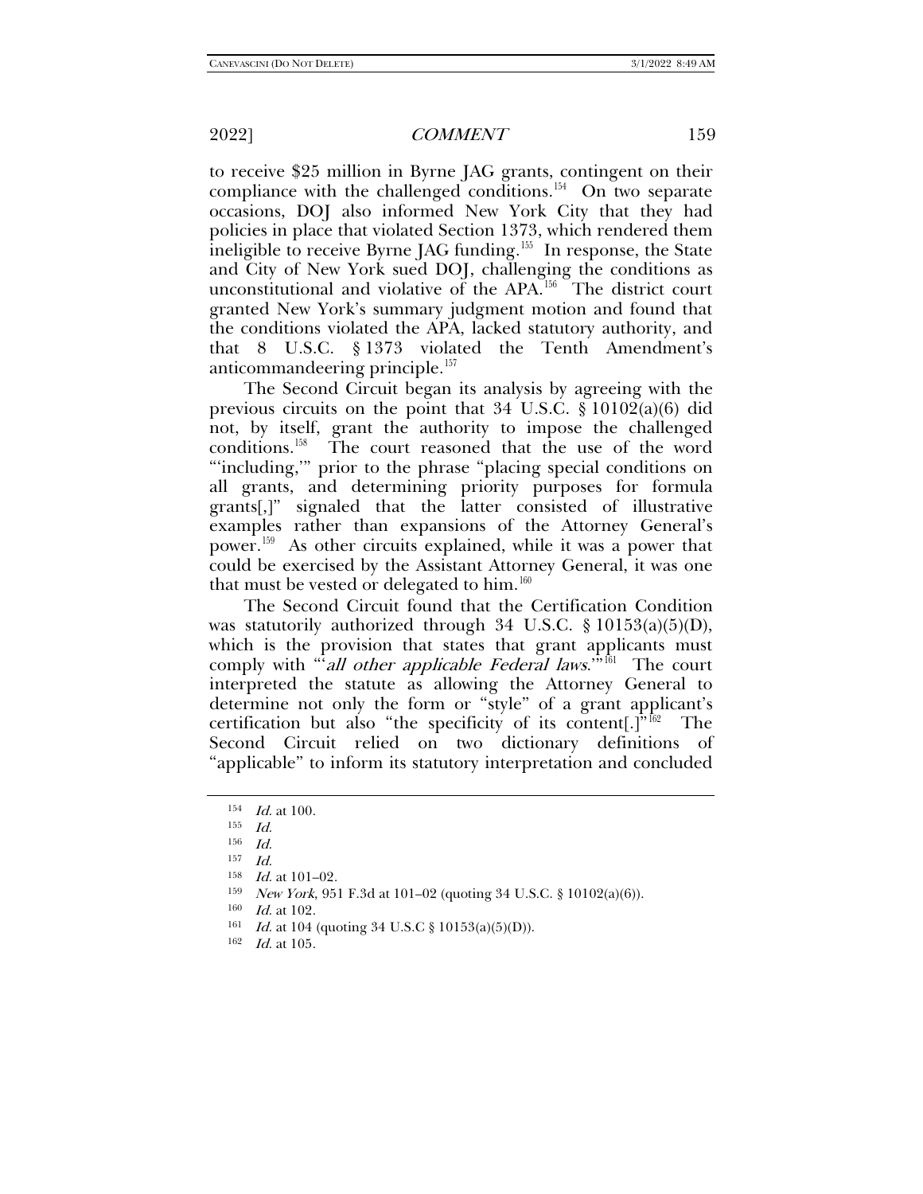to receive $25 million in Byrne JAG grants, contingent on their compliance with the challenged conditions.[154] On two separate occasions, DOJ also informed New York City that they had policies in place that violated Section 1373, which rendered them ineligible to receive Byrne JAG funding.[155] In response, the State and City of New York sued DOJ, challenging the conditions as unconstitutional and violative of the APA.[156] The district court granted New York's summary judgment motion and found that the conditions violated the APA, lacked statutory authority, and that 8 U.S.C. § 1373 violated the Tenth Amendment's anticommandeering principle.[157]

The Second Circuit began its analysis by agreeing with the previous circuits on the point that 34 U.S.C. § 10102(a)(6) did not, by itself, grant the authority to impose the challenged conditions.[158] The court reasoned that the use of the word "'including,'" prior to the phrase "placing special conditions on all grants, and determining priority purposes for formula grants[,]" signaled that the latter consisted of illustrative examples rather than expansions of the Attorney General's power.[159] As other circuits explained, while it was a power that could be exercised by the Assistant Attorney General, it was one that must be vested or delegated to him.[160]

The Second Circuit found that the Certification Condition was statutorily authorized through 34 U.S.C. § 10153(a)(5)(D), which is the provision that states that grant applicants must comply with "'*all other applicable Federal laws*.'"[161] The court interpreted the statute as allowing the Attorney General to determine not only the form or "style" of a grant applicant's certification but also "the specificity of its content[.]"[162] The Second Circuit relied on two dictionary definitions of "applicable" to inform its statutory interpretation and concluded

---

154 *Id.* at 100.

155 *Id.*

156 *Id.*

157 *Id.*

158 *Id.* at 101–02.

159 *New York*, 951 F.3d at 101–02 (quoting 34 U.S.C. § 10102(a)(6)).

160 *Id.* at 102.

161 *Id.* at 104 (quoting 34 U.S.C § 10153(a)(5)(D)).

162 *Id.* at 105.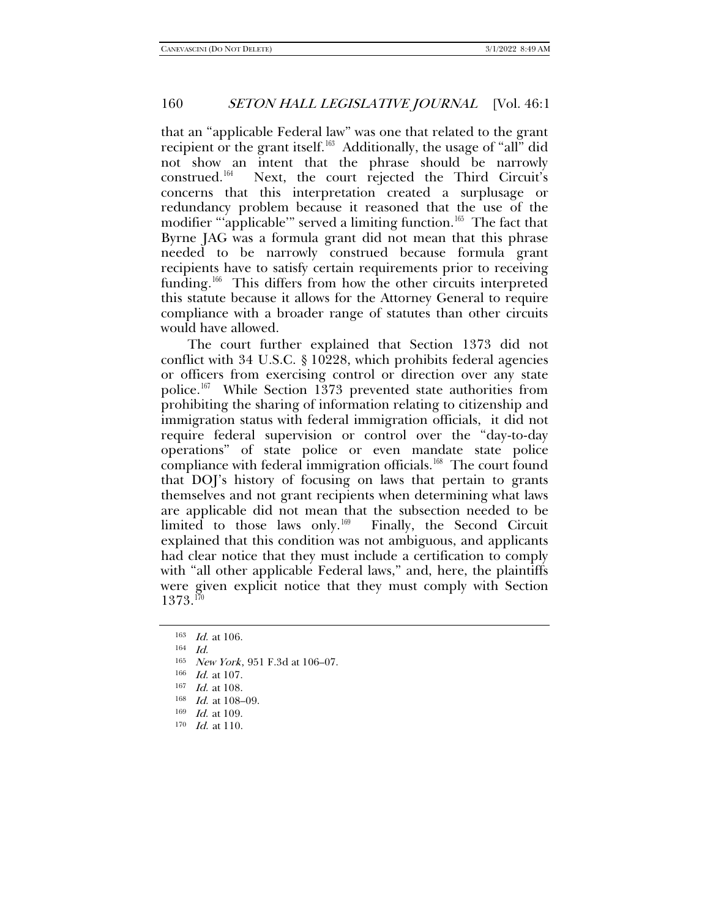that an "applicable Federal law" was one that related to the grant recipient or the grant itself.[163] Additionally, the usage of "all" did not show an intent that the phrase should be narrowly construed.[164] Next, the court rejected the Third Circuit's concerns that this interpretation created a surplusage or redundancy problem because it reasoned that the use of the modifier "'applicable'" served a limiting function.[165] The fact that Byrne JAG was a formula grant did not mean that this phrase needed to be narrowly construed because formula grant recipients have to satisfy certain requirements prior to receiving funding.[166] This differs from how the other circuits interpreted this statute because it allows for the Attorney General to require compliance with a broader range of statutes than other circuits would have allowed.

The court further explained that Section 1373 did not conflict with 34 U.S.C. § 10228, which prohibits federal agencies or officers from exercising control or direction over any state police.[167] While Section 1373 prevented state authorities from prohibiting the sharing of information relating to citizenship and immigration status with federal immigration officials, it did not require federal supervision or control over the "day-to-day operations" of state police or even mandate state police compliance with federal immigration officials.[168] The court found that DOJ's history of focusing on laws that pertain to grants themselves and not grant recipients when determining what laws are applicable did not mean that the subsection needed to be limited to those laws only.[169] Finally, the Second Circuit explained that this condition was not ambiguous, and applicants had clear notice that they must include a certification to comply with "all other applicable Federal laws," and, here, the plaintiffs were given explicit notice that they must comply with Section 1373.[170]

---

[163] *Id.* at 106.

[164] *Id.*

[165] *New York*, 951 F.3d at 106–07.

[166] *Id.* at 107.

[167] *Id.* at 108.

[168] *Id.* at 108–09.

[169] *Id.* at 109.

[170] *Id.* at 110.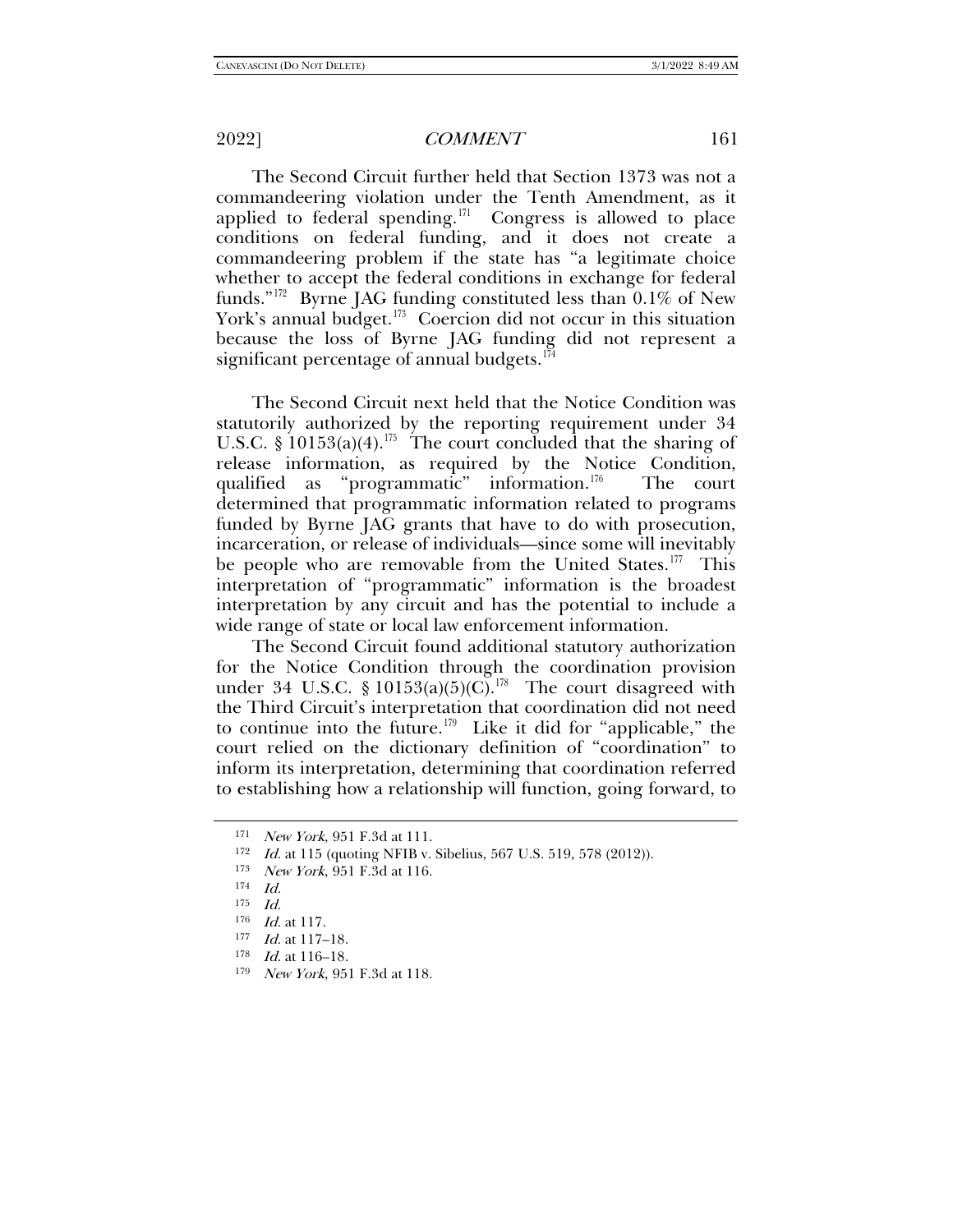The Second Circuit further held that Section 1373 was not a commandeering violation under the Tenth Amendment, as it applied to federal spending.[171] Congress is allowed to place conditions on federal funding, and it does not create a commandeering problem if the state has "a legitimate choice whether to accept the federal conditions in exchange for federal funds."[172] Byrne JAG funding constituted less than 0.1% of New York's annual budget.[173] Coercion did not occur in this situation because the loss of Byrne JAG funding did not represent a significant percentage of annual budgets.[174]

The Second Circuit next held that the Notice Condition was statutorily authorized by the reporting requirement under 34 U.S.C. § 10153(a)(4).[175] The court concluded that the sharing of release information, as required by the Notice Condition, qualified as "programmatic" information.[176] The court determined that programmatic information related to programs funded by Byrne JAG grants that have to do with prosecution, incarceration, or release of individuals—since some will inevitably be people who are removable from the United States.[177] This interpretation of "programmatic" information is the broadest interpretation by any circuit and has the potential to include a wide range of state or local law enforcement information.

The Second Circuit found additional statutory authorization for the Notice Condition through the coordination provision under 34 U.S.C. § 10153(a)(5)(C).[178] The court disagreed with the Third Circuit's interpretation that coordination did not need to continue into the future.[179] Like it did for "applicable," the court relied on the dictionary definition of "coordination" to inform its interpretation, determining that coordination referred to establishing how a relationship will function, going forward, to

---

171 *New York*, 951 F.3d at 111.

172 *Id.* at 115 (quoting NFIB v. Sibelius, 567 U.S. 519, 578 (2012)).

173 *New York*, 951 F.3d at 116.

174 *Id.*

175 *Id.*

176 *Id.* at 117.

177 *Id.* at 117–18.

178 *Id.* at 116–18.

179 *New York*, 951 F.3d at 118.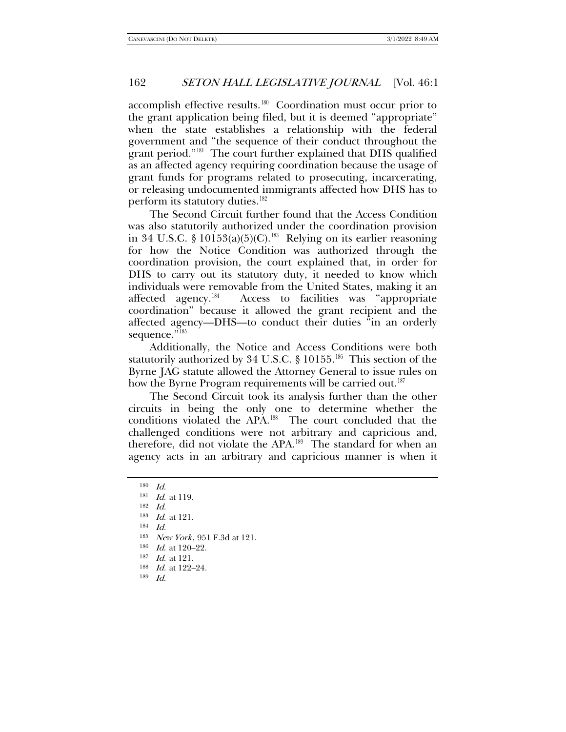accomplish effective results.[180] Coordination must occur prior to the grant application being filed, but it is deemed "appropriate" when the state establishes a relationship with the federal government and "the sequence of their conduct throughout the grant period."[181] The court further explained that DHS qualified as an affected agency requiring coordination because the usage of grant funds for programs related to prosecuting, incarcerating, or releasing undocumented immigrants affected how DHS has to perform its statutory duties.[182]

The Second Circuit further found that the Access Condition was also statutorily authorized under the coordination provision in 34 U.S.C. § 10153(a)(5)(C).[183] Relying on its earlier reasoning for how the Notice Condition was authorized through the coordination provision, the court explained that, in order for DHS to carry out its statutory duty, it needed to know which individuals were removable from the United States, making it an affected agency.[184] Access to facilities was "appropriate coordination" because it allowed the grant recipient and the affected agency—DHS—to conduct their duties "in an orderly sequence."[185]

Additionally, the Notice and Access Conditions were both statutorily authorized by 34 U.S.C. § 10155.[186] This section of the Byrne JAG statute allowed the Attorney General to issue rules on how the Byrne Program requirements will be carried out.[187]

The Second Circuit took its analysis further than the other circuits in being the only one to determine whether the conditions violated the APA.[188] The court concluded that the challenged conditions were not arbitrary and capricious and, therefore, did not violate the APA.[189] The standard for when an agency acts in an arbitrary and capricious manner is when it

---

[180] *Id.*

[181] *Id.* at 119.

[182] *Id.*

[183] *Id.* at 121.

[184] *Id.*

[185] *New York*, 951 F.3d at 121.

[186] *Id.* at 120–22.

[187] *Id.* at 121.

[188] *Id.* at 122–24.

[189] *Id.*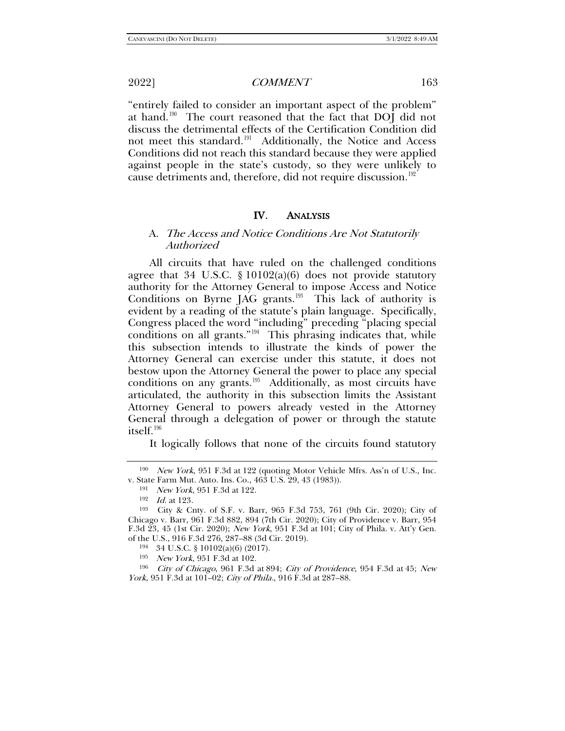"entirely failed to consider an important aspect of the problem" at hand.[190] The court reasoned that the fact that DOJ did not discuss the detrimental effects of the Certification Condition did not meet this standard.[191] Additionally, the Notice and Access Conditions did not reach this standard because they were applied against people in the state's custody, so they were unlikely to cause detriments and, therefore, did not require discussion.[192]

## IV. ANALYSIS

### A. *The Access and Notice Conditions Are Not Statutorily Authorized*

All circuits that have ruled on the challenged conditions agree that 34 U.S.C. § 10102(a)(6) does not provide statutory authority for the Attorney General to impose Access and Notice Conditions on Byrne JAG grants.[193] This lack of authority is evident by a reading of the statute's plain language. Specifically, Congress placed the word "including" preceding "placing special conditions on all grants."[194] This phrasing indicates that, while this subsection intends to illustrate the kinds of power the Attorney General can exercise under this statute, it does not bestow upon the Attorney General the power to place any special conditions on any grants.[195] Additionally, as most circuits have articulated, the authority in this subsection limits the Assistant Attorney General to powers already vested in the Attorney General through a delegation of power or through the statute itself.[196]

It logically follows that none of the circuits found statutory

---

[190] *New York*, 951 F.3d at 122 (quoting Motor Vehicle Mfrs. Ass'n of U.S., Inc. v. State Farm Mut. Auto. Ins. Co., 463 U.S. 29, 43 (1983)).

[191] *New York*, 951 F.3d at 122.

[192] *Id.* at 123.

[193] City & Cnty. of S.F. v. Barr, 965 F.3d 753, 761 (9th Cir. 2020); City of Chicago v. Barr, 961 F.3d 882, 894 (7th Cir. 2020); City of Providence v. Barr, 954 F.3d 23, 45 (1st Cir. 2020); *New York*, 951 F.3d at 101; City of Phila. v. Att'y Gen. of the U.S., 916 F.3d 276, 287–88 (3d Cir. 2019).

[194] 34 U.S.C. § 10102(a)(6) (2017).

[195] *New York*, 951 F.3d at 102.

[196] *City of Chicago*, 961 F.3d at 894; *City of Providence*, 954 F.3d at 45; *New York*, 951 F.3d at 101–02; *City of Phila.*, 916 F.3d at 287–88.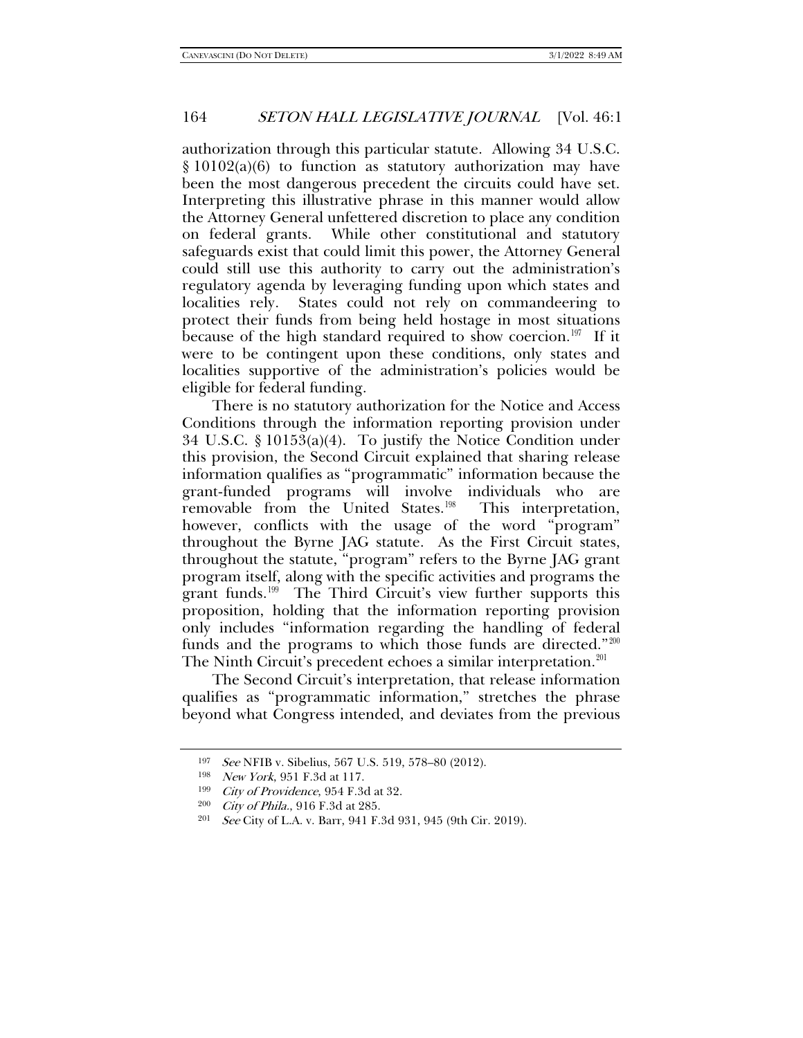authorization through this particular statute. Allowing 34 U.S.C. § 10102(a)(6) to function as statutory authorization may have been the most dangerous precedent the circuits could have set. Interpreting this illustrative phrase in this manner would allow the Attorney General unfettered discretion to place any condition on federal grants. While other constitutional and statutory safeguards exist that could limit this power, the Attorney General could still use this authority to carry out the administration's regulatory agenda by leveraging funding upon which states and localities rely. States could not rely on commandeering to protect their funds from being held hostage in most situations because of the high standard required to show coercion.[197] If it were to be contingent upon these conditions, only states and localities supportive of the administration's policies would be eligible for federal funding.

There is no statutory authorization for the Notice and Access Conditions through the information reporting provision under 34 U.S.C. § 10153(a)(4). To justify the Notice Condition under this provision, the Second Circuit explained that sharing release information qualifies as "programmatic" information because the grant-funded programs will involve individuals who are removable from the United States.[198] This interpretation, however, conflicts with the usage of the word "program" throughout the Byrne JAG statute. As the First Circuit states, throughout the statute, "program" refers to the Byrne JAG grant program itself, along with the specific activities and programs the grant funds.[199] The Third Circuit's view further supports this proposition, holding that the information reporting provision only includes "information regarding the handling of federal funds and the programs to which those funds are directed."[200] The Ninth Circuit's precedent echoes a similar interpretation.[201]

The Second Circuit's interpretation, that release information qualifies as "programmatic information," stretches the phrase beyond what Congress intended, and deviates from the previous

---

[197] *See* NFIB v. Sibelius, 567 U.S. 519, 578–80 (2012).

[198] *New York*, 951 F.3d at 117.

[199] *City of Providence*, 954 F.3d at 32.

[200] *City of Phila.*, 916 F.3d at 285.

[201] *See* City of L.A. v. Barr, 941 F.3d 931, 945 (9th Cir. 2019).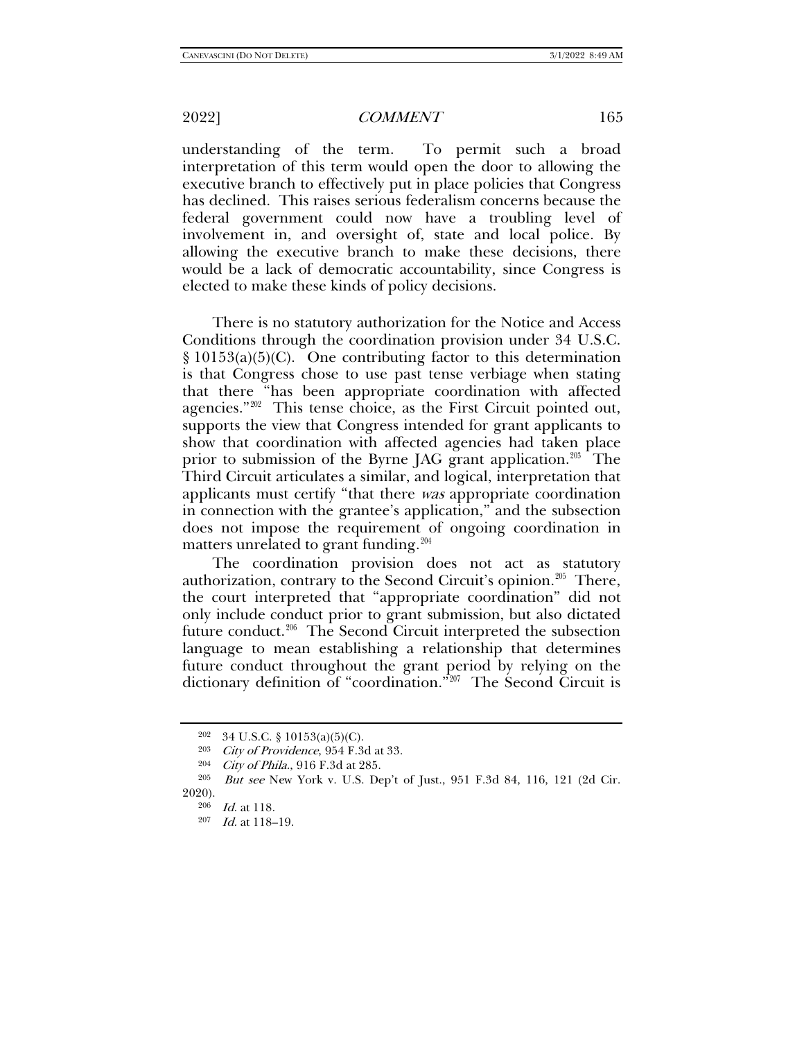understanding of the term. To permit such a broad interpretation of this term would open the door to allowing the executive branch to effectively put in place policies that Congress has declined. This raises serious federalism concerns because the federal government could now have a troubling level of involvement in, and oversight of, state and local police. By allowing the executive branch to make these decisions, there would be a lack of democratic accountability, since Congress is elected to make these kinds of policy decisions.

There is no statutory authorization for the Notice and Access Conditions through the coordination provision under 34 U.S.C. § 10153(a)(5)(C). One contributing factor to this determination is that Congress chose to use past tense verbiage when stating that there "has been appropriate coordination with affected agencies."[202] This tense choice, as the First Circuit pointed out, supports the view that Congress intended for grant applicants to show that coordination with affected agencies had taken place prior to submission of the Byrne JAG grant application.[203] The Third Circuit articulates a similar, and logical, interpretation that applicants must certify "that there *was* appropriate coordination in connection with the grantee's application," and the subsection does not impose the requirement of ongoing coordination in matters unrelated to grant funding.[204]

The coordination provision does not act as statutory authorization, contrary to the Second Circuit's opinion.[205] There, the court interpreted that "appropriate coordination" did not only include conduct prior to grant submission, but also dictated future conduct.[206] The Second Circuit interpreted the subsection language to mean establishing a relationship that determines future conduct throughout the grant period by relying on the dictionary definition of "coordination."[207] The Second Circuit is

---

[202] 34 U.S.C. § 10153(a)(5)(C).

[203] *City of Providence*, 954 F.3d at 33.

[204] *City of Phila.*, 916 F.3d at 285.

[205] *But see* New York v. U.S. Dep't of Just., 951 F.3d 84, 116, 121 (2d Cir. 2020).

[206] *Id.* at 118.

[207] *Id.* at 118–19.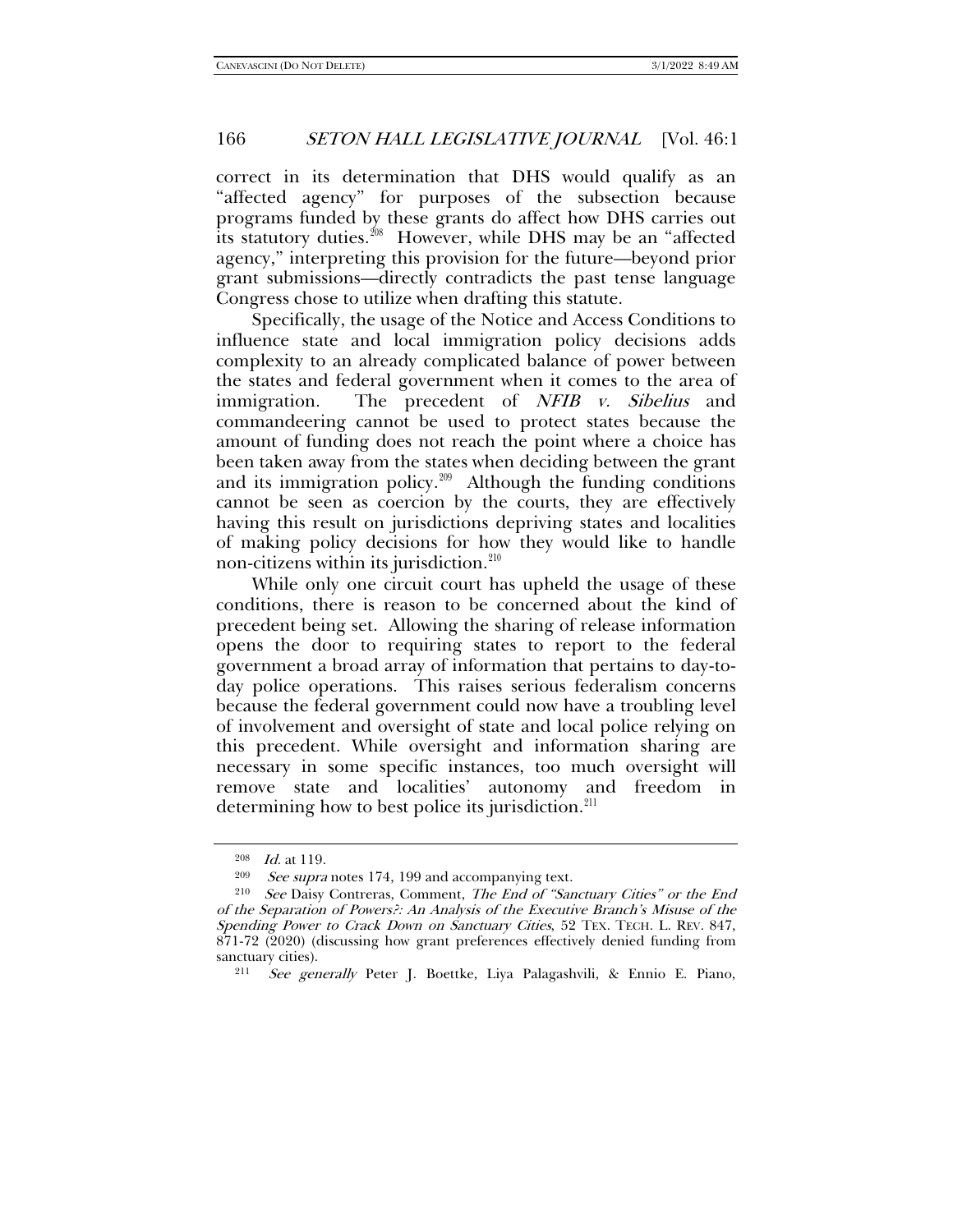correct in its determination that DHS would qualify as an "affected agency" for purposes of the subsection because programs funded by these grants do affect how DHS carries out its statutory duties.[208] However, while DHS may be an "affected agency," interpreting this provision for the future—beyond prior grant submissions—directly contradicts the past tense language Congress chose to utilize when drafting this statute.

Specifically, the usage of the Notice and Access Conditions to influence state and local immigration policy decisions adds complexity to an already complicated balance of power between the states and federal government when it comes to the area of immigration. The precedent of *NFIB v. Sibelius* and commandeering cannot be used to protect states because the amount of funding does not reach the point where a choice has been taken away from the states when deciding between the grant and its immigration policy.[209] Although the funding conditions cannot be seen as coercion by the courts, they are effectively having this result on jurisdictions depriving states and localities of making policy decisions for how they would like to handle non-citizens within its jurisdiction.[210]

While only one circuit court has upheld the usage of these conditions, there is reason to be concerned about the kind of precedent being set. Allowing the sharing of release information opens the door to requiring states to report to the federal government a broad array of information that pertains to day-to-day police operations. This raises serious federalism concerns because the federal government could now have a troubling level of involvement and oversight of state and local police relying on this precedent. While oversight and information sharing are necessary in some specific instances, too much oversight will remove state and localities' autonomy and freedom in determining how to best police its jurisdiction.[211]

---

[208] *Id.* at 119.

[209] *See supra* notes 174, 199 and accompanying text.

[210] *See* Daisy Contreras, Comment, *The End of "Sanctuary Cities" or the End of the Separation of Powers?: An Analysis of the Executive Branch's Misuse of the Spending Power to Crack Down on Sanctuary Cities*, 52 TEX. TECH. L. REV. 847, 871-72 (2020) (discussing how grant preferences effectively denied funding from sanctuary cities).

[211] *See generally* Peter J. Boettke, Liya Palagashvili, & Ennio E. Piano,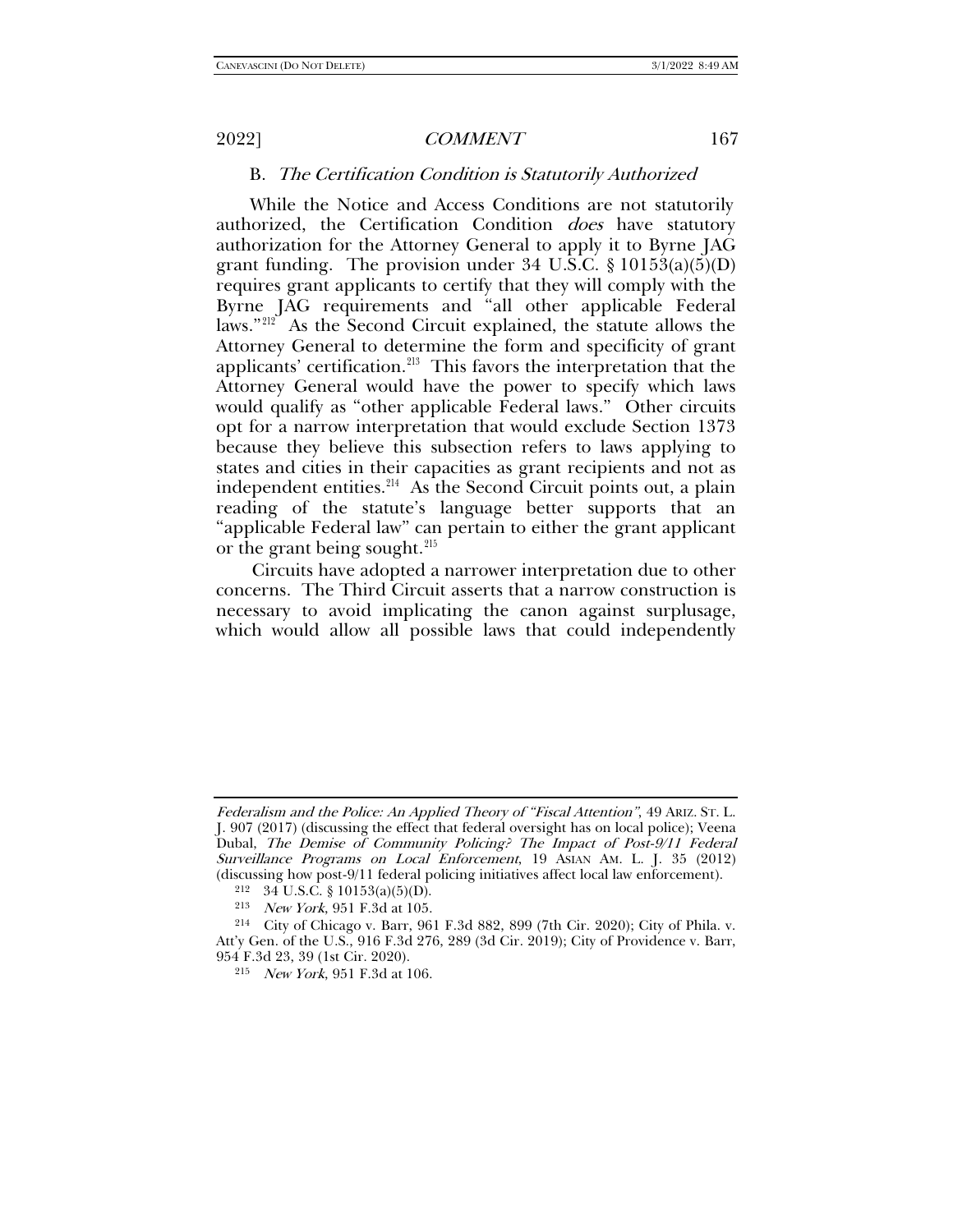### B. *The Certification Condition is Statutorily Authorized*

While the Notice and Access Conditions are not statutorily authorized, the Certification Condition *does* have statutory authorization for the Attorney General to apply it to Byrne JAG grant funding. The provision under 34 U.S.C. § 10153(a)(5)(D) requires grant applicants to certify that they will comply with the Byrne JAG requirements and "all other applicable Federal laws."[212] As the Second Circuit explained, the statute allows the Attorney General to determine the form and specificity of grant applicants' certification.[213] This favors the interpretation that the Attorney General would have the power to specify which laws would qualify as "other applicable Federal laws." Other circuits opt for a narrow interpretation that would exclude Section 1373 because they believe this subsection refers to laws applying to states and cities in their capacities as grant recipients and not as independent entities.[214] As the Second Circuit points out, a plain reading of the statute's language better supports that an "applicable Federal law" can pertain to either the grant applicant or the grant being sought.[215]

Circuits have adopted a narrower interpretation due to other concerns. The Third Circuit asserts that a narrow construction is necessary to avoid implicating the canon against surplusage, which would allow all possible laws that could independently

---

*Federalism and the Police: An Applied Theory of "Fiscal Attention"*, 49 ARIZ. ST. L. J. 907 (2017) (discussing the effect that federal oversight has on local police); Veena Dubal, *The Demise of Community Policing? The Impact of Post-9/11 Federal Surveillance Programs on Local Enforcement*, 19 ASIAN AM. L. J. 35 (2012) (discussing how post-9/11 federal policing initiatives affect local law enforcement).

[212] 34 U.S.C. § 10153(a)(5)(D).

[213] *New York*, 951 F.3d at 105.

[214] City of Chicago v. Barr, 961 F.3d 882, 899 (7th Cir. 2020); City of Phila. v. Att'y Gen. of the U.S., 916 F.3d 276, 289 (3d Cir. 2019); City of Providence v. Barr, 954 F.3d 23, 39 (1st Cir. 2020).

[215] *New York*, 951 F.3d at 106.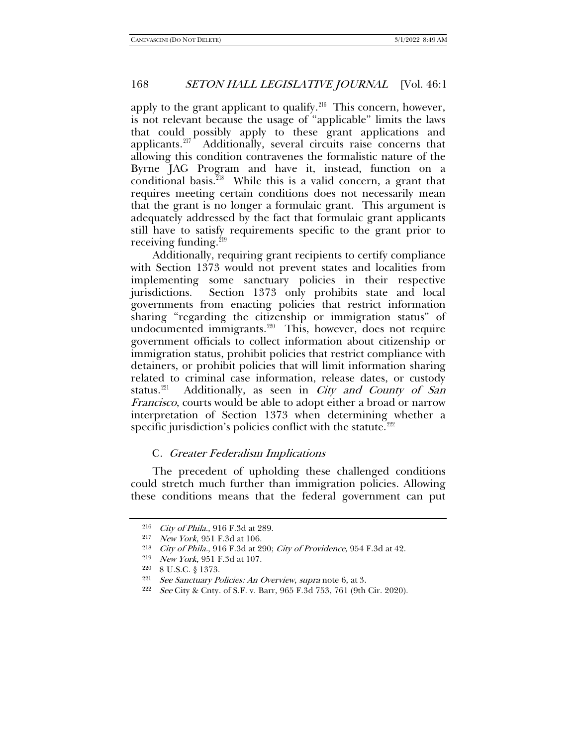apply to the grant applicant to qualify.[216] This concern, however, is not relevant because the usage of "applicable" limits the laws that could possibly apply to these grant applications and applicants.[217] Additionally, several circuits raise concerns that allowing this condition contravenes the formalistic nature of the Byrne JAG Program and have it, instead, function on a conditional basis.[218] While this is a valid concern, a grant that requires meeting certain conditions does not necessarily mean that the grant is no longer a formulaic grant. This argument is adequately addressed by the fact that formulaic grant applicants still have to satisfy requirements specific to the grant prior to receiving funding.[219]

Additionally, requiring grant recipients to certify compliance with Section 1373 would not prevent states and localities from implementing some sanctuary policies in their respective jurisdictions. Section 1373 only prohibits state and local governments from enacting policies that restrict information sharing "regarding the citizenship or immigration status" of undocumented immigrants.[220] This, however, does not require government officials to collect information about citizenship or immigration status, prohibit policies that restrict compliance with detainers, or prohibit policies that will limit information sharing related to criminal case information, release dates, or custody status.[221] Additionally, as seen in *City and County of San Francisco*, courts would be able to adopt either a broad or narrow interpretation of Section 1373 when determining whether a specific jurisdiction's policies conflict with the statute.[222]

### C. *Greater Federalism Implications*

The precedent of upholding these challenged conditions could stretch much further than immigration policies. Allowing these conditions means that the federal government can put

---

[216] *City of Phila.*, 916 F.3d at 289.

[217] *New York*, 951 F.3d at 106.

[218] *City of Phila.*, 916 F.3d at 290; *City of Providence*, 954 F.3d at 42.

[219] *New York*, 951 F.3d at 107.

[220] 8 U.S.C. § 1373.

[221] *See Sanctuary Policies: An Overview*, *supra* note 6, at 3.

[222] *See* City & Cnty. of S.F. v. Barr, 965 F.3d 753, 761 (9th Cir. 2020).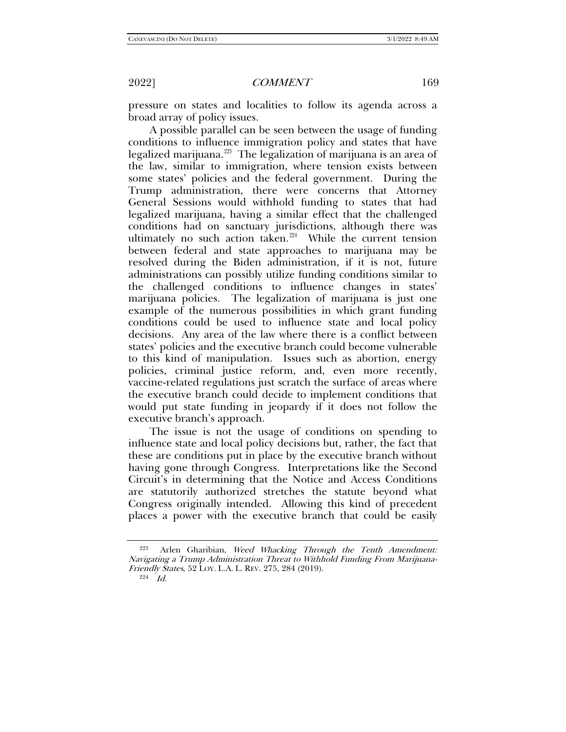pressure on states and localities to follow its agenda across a broad array of policy issues.

A possible parallel can be seen between the usage of funding conditions to influence immigration policy and states that have legalized marijuana.[223] The legalization of marijuana is an area of the law, similar to immigration, where tension exists between some states' policies and the federal government. During the Trump administration, there were concerns that Attorney General Sessions would withhold funding to states that had legalized marijuana, having a similar effect that the challenged conditions had on sanctuary jurisdictions, although there was ultimately no such action taken.[224] While the current tension between federal and state approaches to marijuana may be resolved during the Biden administration, if it is not, future administrations can possibly utilize funding conditions similar to the challenged conditions to influence changes in states' marijuana policies. The legalization of marijuana is just one example of the numerous possibilities in which grant funding conditions could be used to influence state and local policy decisions. Any area of the law where there is a conflict between states' policies and the executive branch could become vulnerable to this kind of manipulation. Issues such as abortion, energy policies, criminal justice reform, and, even more recently, vaccine-related regulations just scratch the surface of areas where the executive branch could decide to implement conditions that would put state funding in jeopardy if it does not follow the executive branch's approach.

The issue is not the usage of conditions on spending to influence state and local policy decisions but, rather, the fact that these are conditions put in place by the executive branch without having gone through Congress. Interpretations like the Second Circuit's in determining that the Notice and Access Conditions are statutorily authorized stretches the statute beyond what Congress originally intended. Allowing this kind of precedent places a power with the executive branch that could be easily

---

[223] Arlen Gharibian, *Weed Whacking Through the Tenth Amendment: Navigating a Trump Administration Threat to Withhold Funding From Marijuana-Friendly States*, 52 LOY. L.A. L. REV. 275, 284 (2019).

[224] *Id.*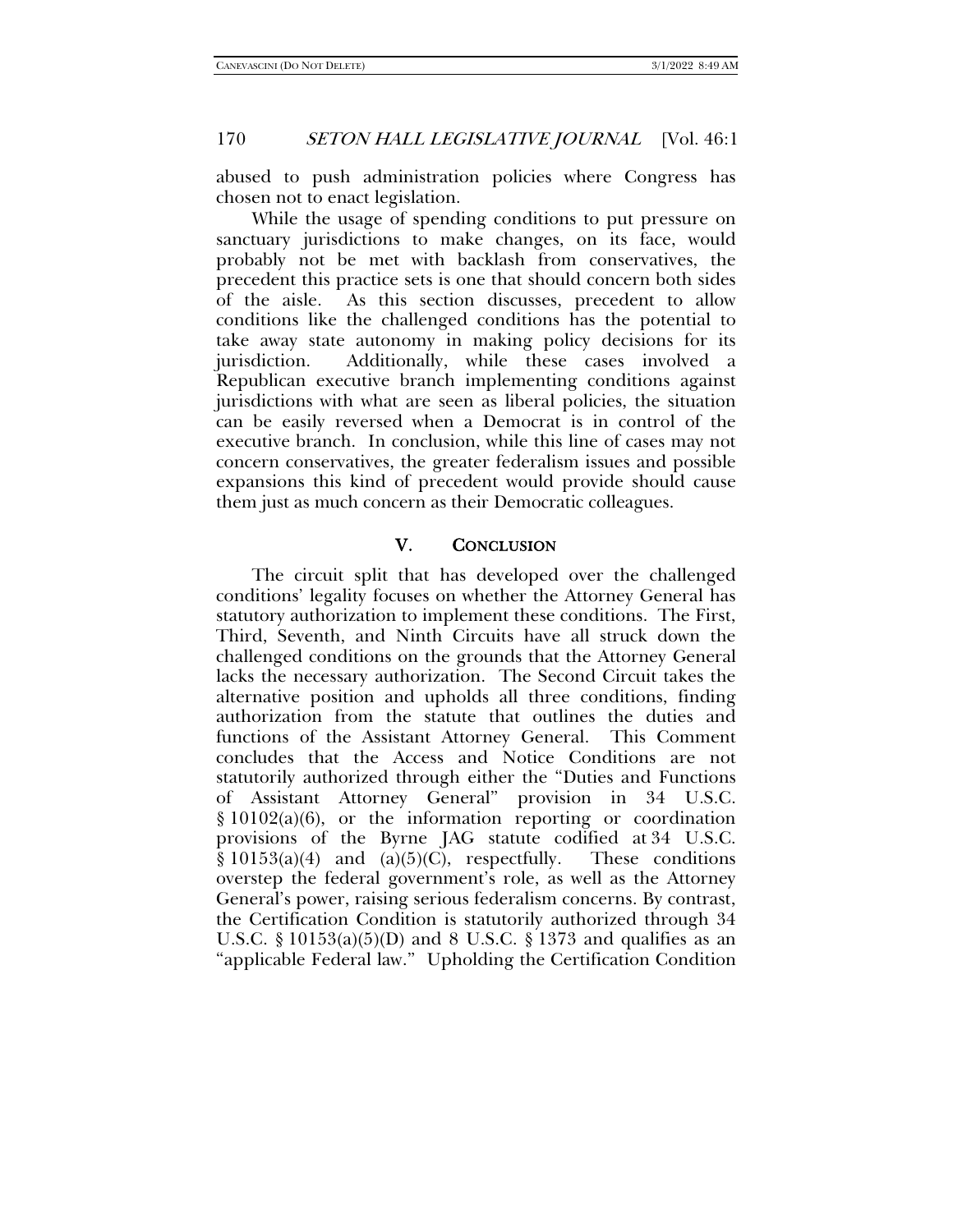abused to push administration policies where Congress has chosen not to enact legislation.

While the usage of spending conditions to put pressure on sanctuary jurisdictions to make changes, on its face, would probably not be met with backlash from conservatives, the precedent this practice sets is one that should concern both sides of the aisle. As this section discusses, precedent to allow conditions like the challenged conditions has the potential to take away state autonomy in making policy decisions for its jurisdiction. Additionally, while these cases involved a Republican executive branch implementing conditions against jurisdictions with what are seen as liberal policies, the situation can be easily reversed when a Democrat is in control of the executive branch. In conclusion, while this line of cases may not concern conservatives, the greater federalism issues and possible expansions this kind of precedent would provide should cause them just as much concern as their Democratic colleagues.

## V. Conclusion

The circuit split that has developed over the challenged conditions' legality focuses on whether the Attorney General has statutory authorization to implement these conditions. The First, Third, Seventh, and Ninth Circuits have all struck down the challenged conditions on the grounds that the Attorney General lacks the necessary authorization. The Second Circuit takes the alternative position and upholds all three conditions, finding authorization from the statute that outlines the duties and functions of the Assistant Attorney General. This Comment concludes that the Access and Notice Conditions are not statutorily authorized through either the "Duties and Functions of Assistant Attorney General" provision in 34 U.S.C. § 10102(a)(6), or the information reporting or coordination provisions of the Byrne JAG statute codified at 34 U.S.C. § 10153(a)(4) and (a)(5)(C), respectfully. These conditions overstep the federal government's role, as well as the Attorney General's power, raising serious federalism concerns. By contrast, the Certification Condition is statutorily authorized through 34 U.S.C. § 10153(a)(5)(D) and 8 U.S.C. § 1373 and qualifies as an "applicable Federal law." Upholding the Certification Condition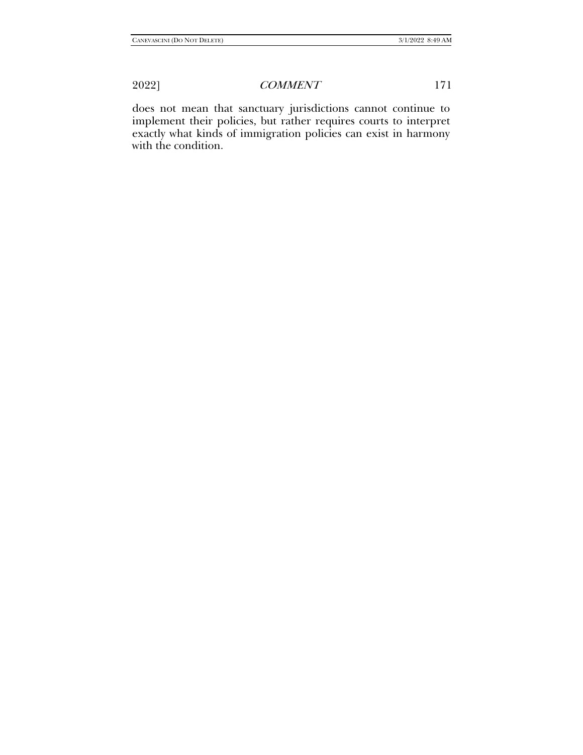does not mean that sanctuary jurisdictions cannot continue to implement their policies, but rather requires courts to interpret exactly what kinds of immigration policies can exist in harmony with the condition.